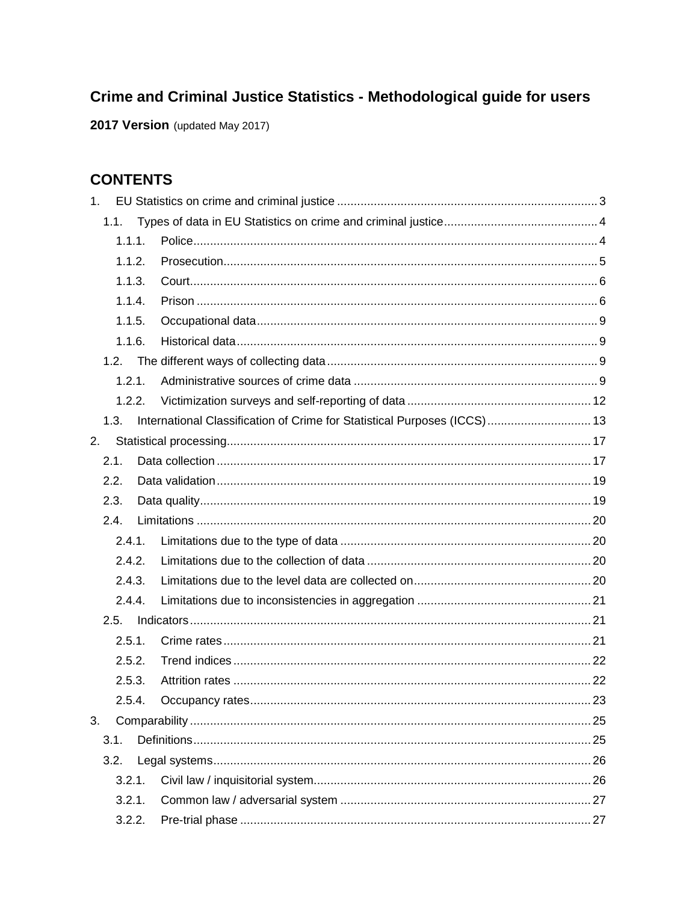# Crime and Criminal Justice Statistics - Methodological guide for users

**2017 Version** (updated May 2017)

## CONTENTS

1. EU Statistics on crime and criminal justice ... 3
   - 1.1. Types of data in EU Statistics on crime and criminal justice ... 4
     - 1.1.1. Police ... 4
     - 1.1.2. Prosecution ... 5
     - 1.1.3. Court ... 6
     - 1.1.4. Prison ... 6
     - 1.1.5. Occupational data ... 9
     - 1.1.6. Historical data ... 9
   - 1.2. The different ways of collecting data ... 9
     - 1.2.1. Administrative sources of crime data ... 9
     - 1.2.2. Victimization surveys and self-reporting of data ... 12
   - 1.3. International Classification of Crime for Statistical Purposes (ICCS) ... 13
2. Statistical processing ... 17
   - 2.1. Data collection ... 17
   - 2.2. Data validation ... 19
   - 2.3. Data quality ... 19
   - 2.4. Limitations ... 20
     - 2.4.1. Limitations due to the type of data ... 20
     - 2.4.2. Limitations due to the collection of data ... 20
     - 2.4.3. Limitations due to the level data are collected on ... 20
     - 2.4.4. Limitations due to inconsistencies in aggregation ... 21
   - 2.5. Indicators ... 21
     - 2.5.1. Crime rates ... 21
     - 2.5.2. Trend indices ... 22
     - 2.5.3. Attrition rates ... 22
     - 2.5.4. Occupancy rates ... 23
3. Comparability ... 25
   - 3.1. Definitions ... 25
   - 3.2. Legal systems ... 26
     - 3.2.1. Civil law / inquisitorial system ... 26
     - 3.2.1. Common law / adversarial system ... 27
     - 3.2.2. Pre-trial phase ... 27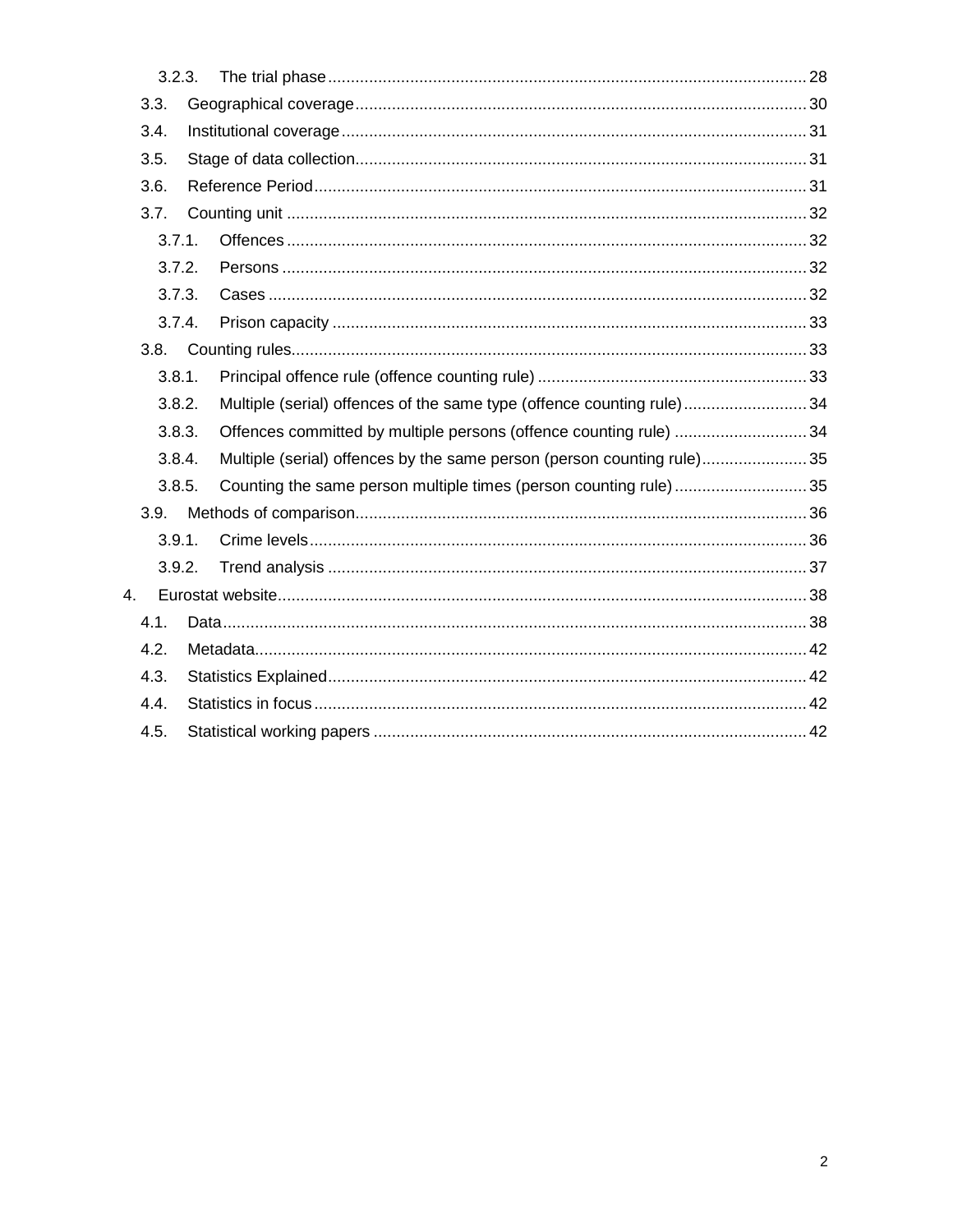3.2.3. The trial phase ..... 28

3.3. Geographical coverage ..... 30

3.4. Institutional coverage ..... 31

3.5. Stage of data collection ..... 31

3.6. Reference Period ..... 31

3.7. Counting unit ..... 32

3.7.1. Offences ..... 32

3.7.2. Persons ..... 32

3.7.3. Cases ..... 32

3.7.4. Prison capacity ..... 33

3.8. Counting rules ..... 33

3.8.1. Principal offence rule (offence counting rule) ..... 33

3.8.2. Multiple (serial) offences of the same type (offence counting rule) ..... 34

3.8.3. Offences committed by multiple persons (offence counting rule) ..... 34

3.8.4. Multiple (serial) offences by the same person (person counting rule) ..... 35

3.8.5. Counting the same person multiple times (person counting rule) ..... 35

3.9. Methods of comparison ..... 36

3.9.1. Crime levels ..... 36

3.9.2. Trend analysis ..... 37

4. Eurostat website ..... 38

4.1. Data ..... 38

4.2. Metadata ..... 42

4.3. Statistics Explained ..... 42

4.4. Statistics in focus ..... 42

4.5. Statistical working papers ..... 42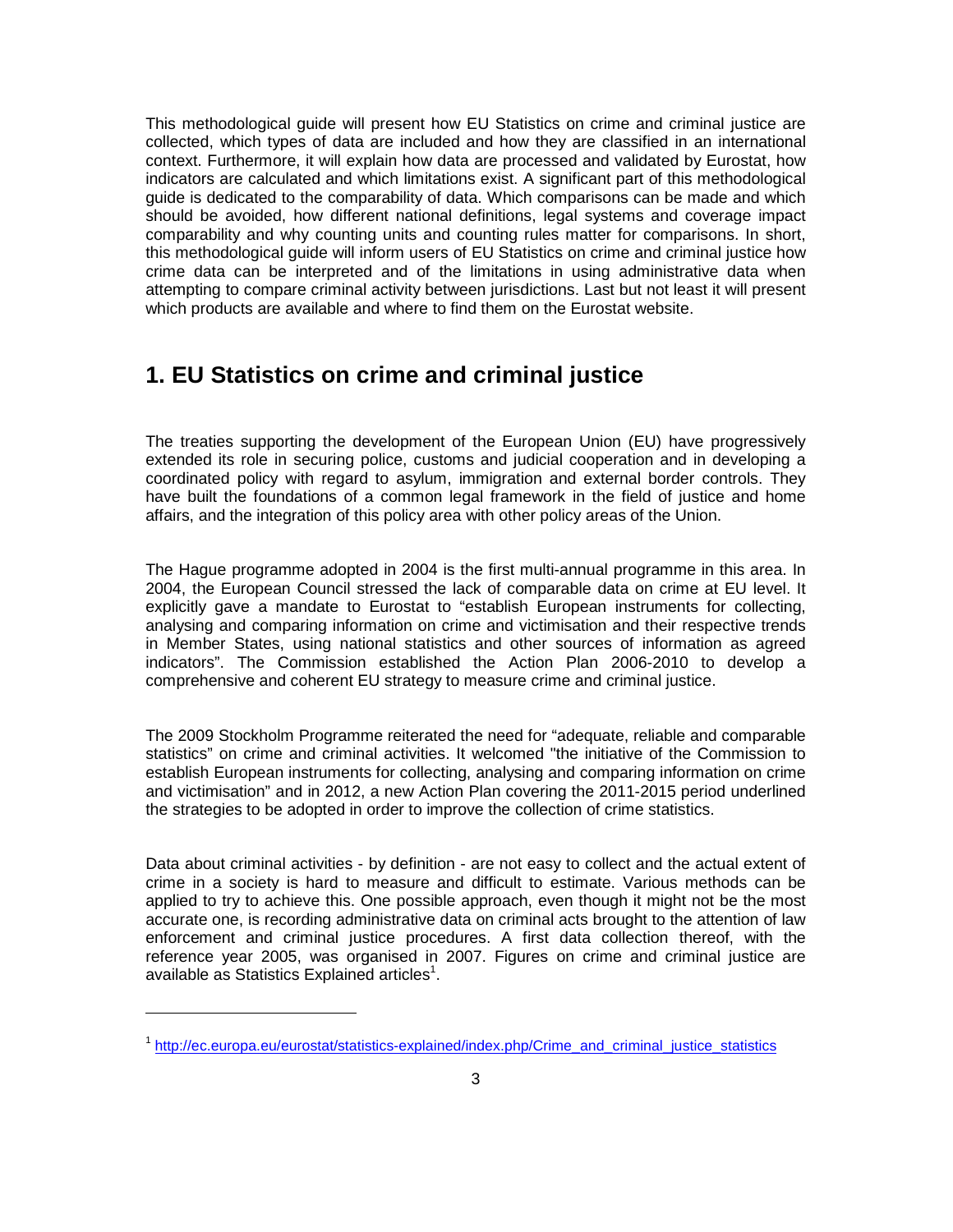This methodological guide will present how EU Statistics on crime and criminal justice are collected, which types of data are included and how they are classified in an international context. Furthermore, it will explain how data are processed and validated by Eurostat, how indicators are calculated and which limitations exist. A significant part of this methodological guide is dedicated to the comparability of data. Which comparisons can be made and which should be avoided, how different national definitions, legal systems and coverage impact comparability and why counting units and counting rules matter for comparisons. In short, this methodological guide will inform users of EU Statistics on crime and criminal justice how crime data can be interpreted and of the limitations in using administrative data when attempting to compare criminal activity between jurisdictions. Last but not least it will present which products are available and where to find them on the Eurostat website.

## 1. EU Statistics on crime and criminal justice

The treaties supporting the development of the European Union (EU) have progressively extended its role in securing police, customs and judicial cooperation and in developing a coordinated policy with regard to asylum, immigration and external border controls. They have built the foundations of a common legal framework in the field of justice and home affairs, and the integration of this policy area with other policy areas of the Union.

The Hague programme adopted in 2004 is the first multi-annual programme in this area. In 2004, the European Council stressed the lack of comparable data on crime at EU level. It explicitly gave a mandate to Eurostat to "establish European instruments for collecting, analysing and comparing information on crime and victimisation and their respective trends in Member States, using national statistics and other sources of information as agreed indicators". The Commission established the Action Plan 2006-2010 to develop a comprehensive and coherent EU strategy to measure crime and criminal justice.

The 2009 Stockholm Programme reiterated the need for "adequate, reliable and comparable statistics" on crime and criminal activities. It welcomed "the initiative of the Commission to establish European instruments for collecting, analysing and comparing information on crime and victimisation" and in 2012, a new Action Plan covering the 2011-2015 period underlined the strategies to be adopted in order to improve the collection of crime statistics.

Data about criminal activities - by definition - are not easy to collect and the actual extent of crime in a society is hard to measure and difficult to estimate. Various methods can be applied to try to achieve this. One possible approach, even though it might not be the most accurate one, is recording administrative data on criminal acts brought to the attention of law enforcement and criminal justice procedures. A first data collection thereof, with the reference year 2005, was organised in 2007. Figures on crime and criminal justice are available as Statistics Explained articles[1].

[1] http://ec.europa.eu/eurostat/statistics-explained/index.php/Crime_and_criminal_justice_statistics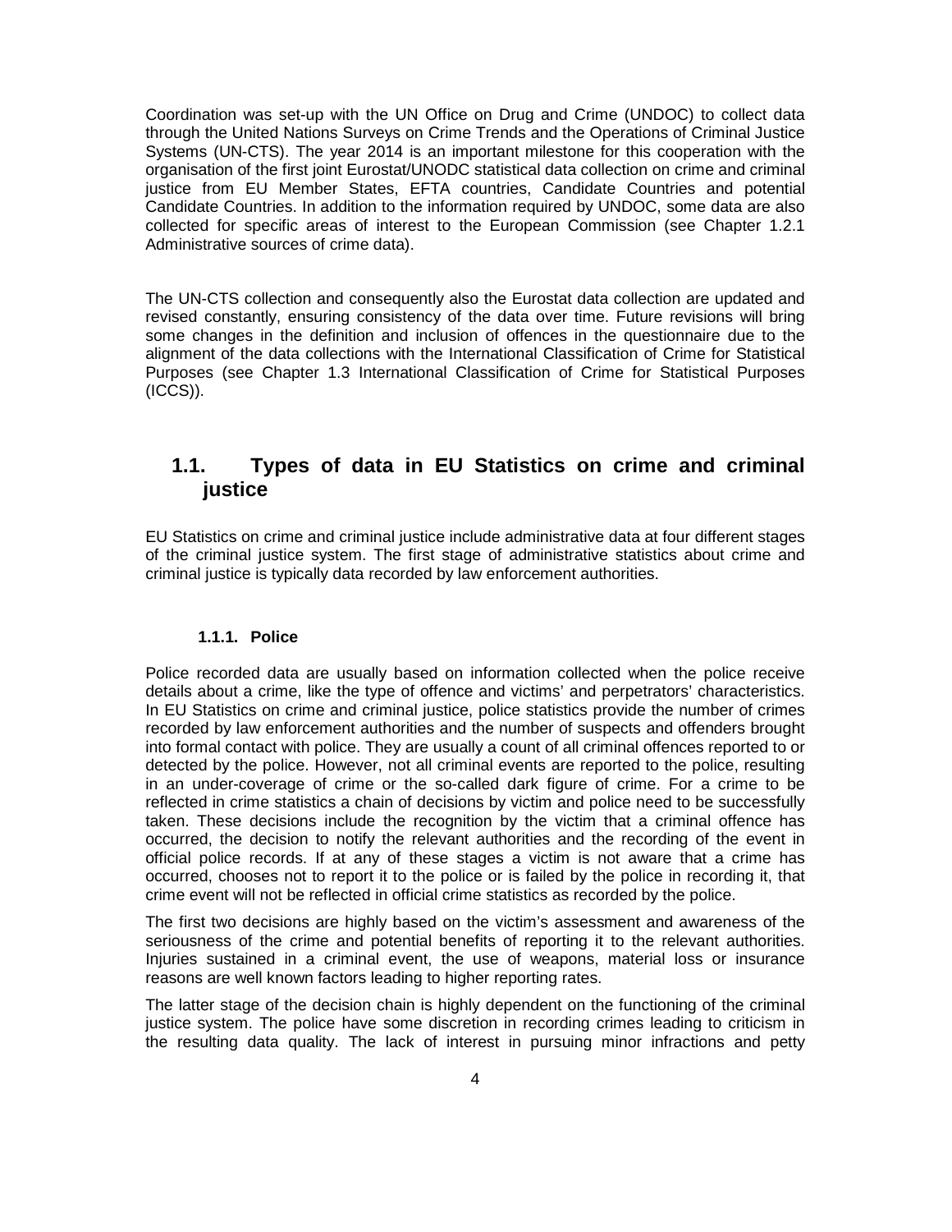Coordination was set-up with the UN Office on Drug and Crime (UNDOC) to collect data through the United Nations Surveys on Crime Trends and the Operations of Criminal Justice Systems (UN-CTS). The year 2014 is an important milestone for this cooperation with the organisation of the first joint Eurostat/UNODC statistical data collection on crime and criminal justice from EU Member States, EFTA countries, Candidate Countries and potential Candidate Countries. In addition to the information required by UNDOC, some data are also collected for specific areas of interest to the European Commission (see Chapter 1.2.1 Administrative sources of crime data).

The UN-CTS collection and consequently also the Eurostat data collection are updated and revised constantly, ensuring consistency of the data over time. Future revisions will bring some changes in the definition and inclusion of offences in the questionnaire due to the alignment of the data collections with the International Classification of Crime for Statistical Purposes (see Chapter 1.3 International Classification of Crime for Statistical Purposes (ICCS)).

## 1.1. Types of data in EU Statistics on crime and criminal justice

EU Statistics on crime and criminal justice include administrative data at four different stages of the criminal justice system. The first stage of administrative statistics about crime and criminal justice is typically data recorded by law enforcement authorities.

### 1.1.1. Police

Police recorded data are usually based on information collected when the police receive details about a crime, like the type of offence and victims' and perpetrators' characteristics. In EU Statistics on crime and criminal justice, police statistics provide the number of crimes recorded by law enforcement authorities and the number of suspects and offenders brought into formal contact with police. They are usually a count of all criminal offences reported to or detected by the police. However, not all criminal events are reported to the police, resulting in an under-coverage of crime or the so-called dark figure of crime. For a crime to be reflected in crime statistics a chain of decisions by victim and police need to be successfully taken. These decisions include the recognition by the victim that a criminal offence has occurred, the decision to notify the relevant authorities and the recording of the event in official police records. If at any of these stages a victim is not aware that a crime has occurred, chooses not to report it to the police or is failed by the police in recording it, that crime event will not be reflected in official crime statistics as recorded by the police.

The first two decisions are highly based on the victim's assessment and awareness of the seriousness of the crime and potential benefits of reporting it to the relevant authorities. Injuries sustained in a criminal event, the use of weapons, material loss or insurance reasons are well known factors leading to higher reporting rates.

The latter stage of the decision chain is highly dependent on the functioning of the criminal justice system. The police have some discretion in recording crimes leading to criticism in the resulting data quality. The lack of interest in pursuing minor infractions and petty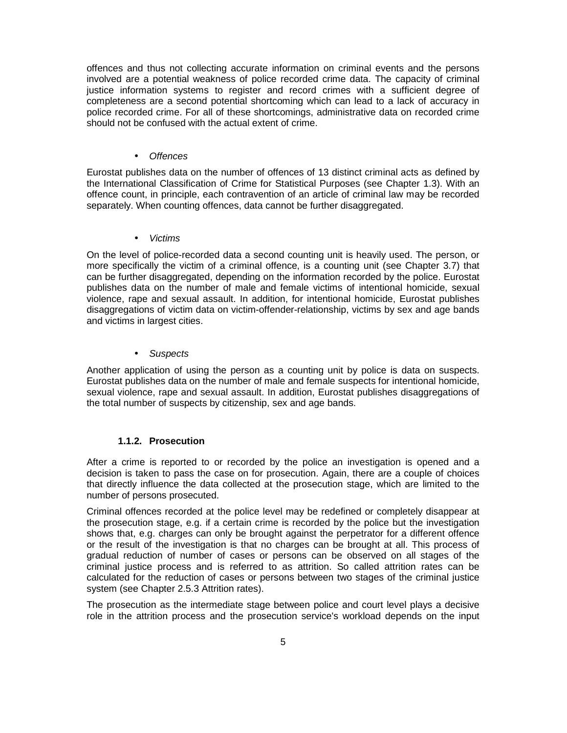offences and thus not collecting accurate information on criminal events and the persons involved are a potential weakness of police recorded crime data. The capacity of criminal justice information systems to register and record crimes with a sufficient degree of completeness are a second potential shortcoming which can lead to a lack of accuracy in police recorded crime. For all of these shortcomings, administrative data on recorded crime should not be confused with the actual extent of crime.

- *Offences*

Eurostat publishes data on the number of offences of 13 distinct criminal acts as defined by the International Classification of Crime for Statistical Purposes (see Chapter 1.3). With an offence count, in principle, each contravention of an article of criminal law may be recorded separately. When counting offences, data cannot be further disaggregated.

- *Victims*

On the level of police-recorded data a second counting unit is heavily used. The person, or more specifically the victim of a criminal offence, is a counting unit (see Chapter 3.7) that can be further disaggregated, depending on the information recorded by the police. Eurostat publishes data on the number of male and female victims of intentional homicide, sexual violence, rape and sexual assault. In addition, for intentional homicide, Eurostat publishes disaggregations of victim data on victim-offender-relationship, victims by sex and age bands and victims in largest cities.

- *Suspects*

Another application of using the person as a counting unit by police is data on suspects. Eurostat publishes data on the number of male and female suspects for intentional homicide, sexual violence, rape and sexual assault. In addition, Eurostat publishes disaggregations of the total number of suspects by citizenship, sex and age bands.

### 1.1.2. Prosecution

After a crime is reported to or recorded by the police an investigation is opened and a decision is taken to pass the case on for prosecution. Again, there are a couple of choices that directly influence the data collected at the prosecution stage, which are limited to the number of persons prosecuted.

Criminal offences recorded at the police level may be redefined or completely disappear at the prosecution stage, e.g. if a certain crime is recorded by the police but the investigation shows that, e.g. charges can only be brought against the perpetrator for a different offence or the result of the investigation is that no charges can be brought at all. This process of gradual reduction of number of cases or persons can be observed on all stages of the criminal justice process and is referred to as attrition. So called attrition rates can be calculated for the reduction of cases or persons between two stages of the criminal justice system (see Chapter 2.5.3 Attrition rates).

The prosecution as the intermediate stage between police and court level plays a decisive role in the attrition process and the prosecution service's workload depends on the input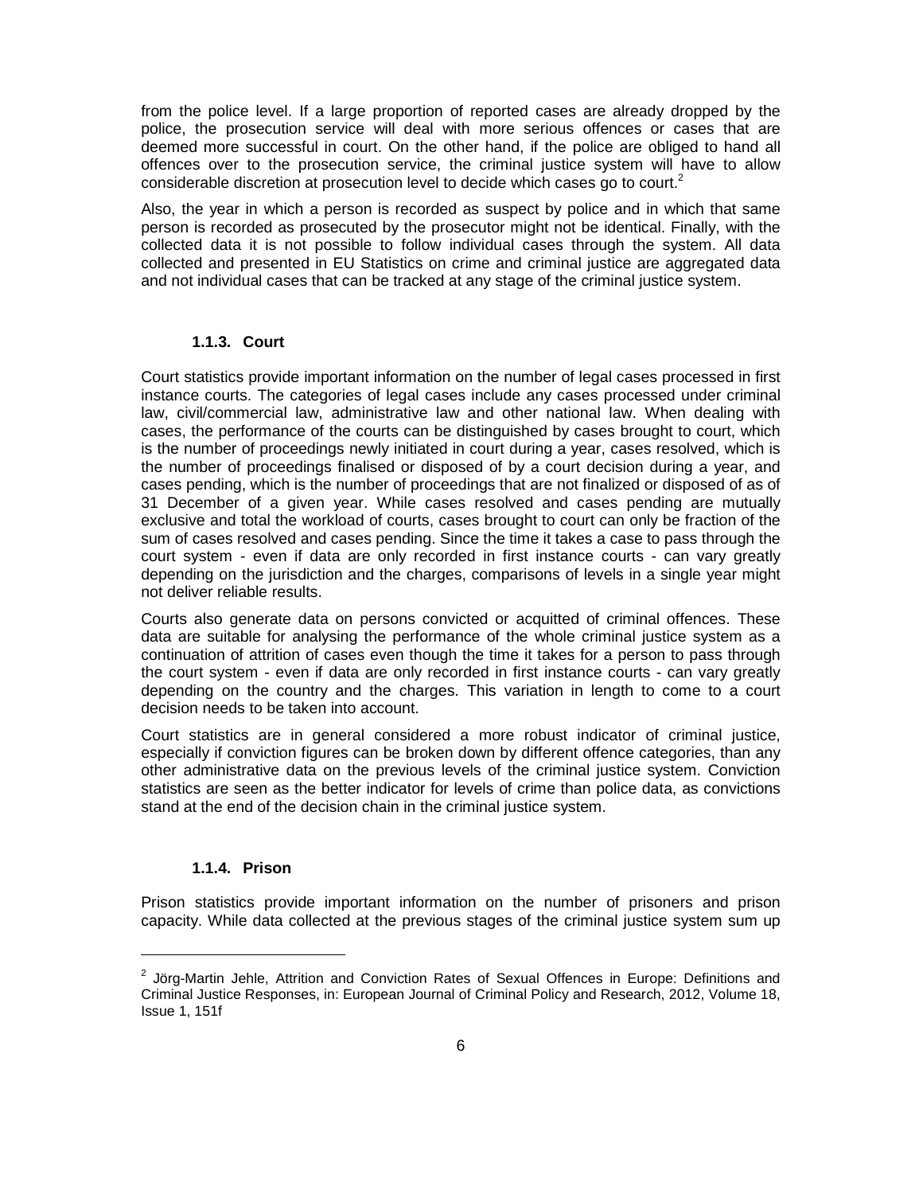from the police level. If a large proportion of reported cases are already dropped by the police, the prosecution service will deal with more serious offences or cases that are deemed more successful in court. On the other hand, if the police are obliged to hand all offences over to the prosecution service, the criminal justice system will have to allow considerable discretion at prosecution level to decide which cases go to court.[2]

Also, the year in which a person is recorded as suspect by police and in which that same person is recorded as prosecuted by the prosecutor might not be identical. Finally, with the collected data it is not possible to follow individual cases through the system. All data collected and presented in EU Statistics on crime and criminal justice are aggregated data and not individual cases that can be tracked at any stage of the criminal justice system.

### 1.1.3. Court

Court statistics provide important information on the number of legal cases processed in first instance courts. The categories of legal cases include any cases processed under criminal law, civil/commercial law, administrative law and other national law. When dealing with cases, the performance of the courts can be distinguished by cases brought to court, which is the number of proceedings newly initiated in court during a year, cases resolved, which is the number of proceedings finalised or disposed of by a court decision during a year, and cases pending, which is the number of proceedings that are not finalized or disposed of as of 31 December of a given year. While cases resolved and cases pending are mutually exclusive and total the workload of courts, cases brought to court can only be fraction of the sum of cases resolved and cases pending. Since the time it takes a case to pass through the court system - even if data are only recorded in first instance courts - can vary greatly depending on the jurisdiction and the charges, comparisons of levels in a single year might not deliver reliable results.

Courts also generate data on persons convicted or acquitted of criminal offences. These data are suitable for analysing the performance of the whole criminal justice system as a continuation of attrition of cases even though the time it takes for a person to pass through the court system - even if data are only recorded in first instance courts - can vary greatly depending on the country and the charges. This variation in length to come to a court decision needs to be taken into account.

Court statistics are in general considered a more robust indicator of criminal justice, especially if conviction figures can be broken down by different offence categories, than any other administrative data on the previous levels of the criminal justice system. Conviction statistics are seen as the better indicator for levels of crime than police data, as convictions stand at the end of the decision chain in the criminal justice system.

### 1.1.4. Prison

Prison statistics provide important information on the number of prisoners and prison capacity. While data collected at the previous stages of the criminal justice system sum up

---

[2] Jörg-Martin Jehle, Attrition and Conviction Rates of Sexual Offences in Europe: Definitions and Criminal Justice Responses, in: European Journal of Criminal Policy and Research, 2012, Volume 18, Issue 1, 151f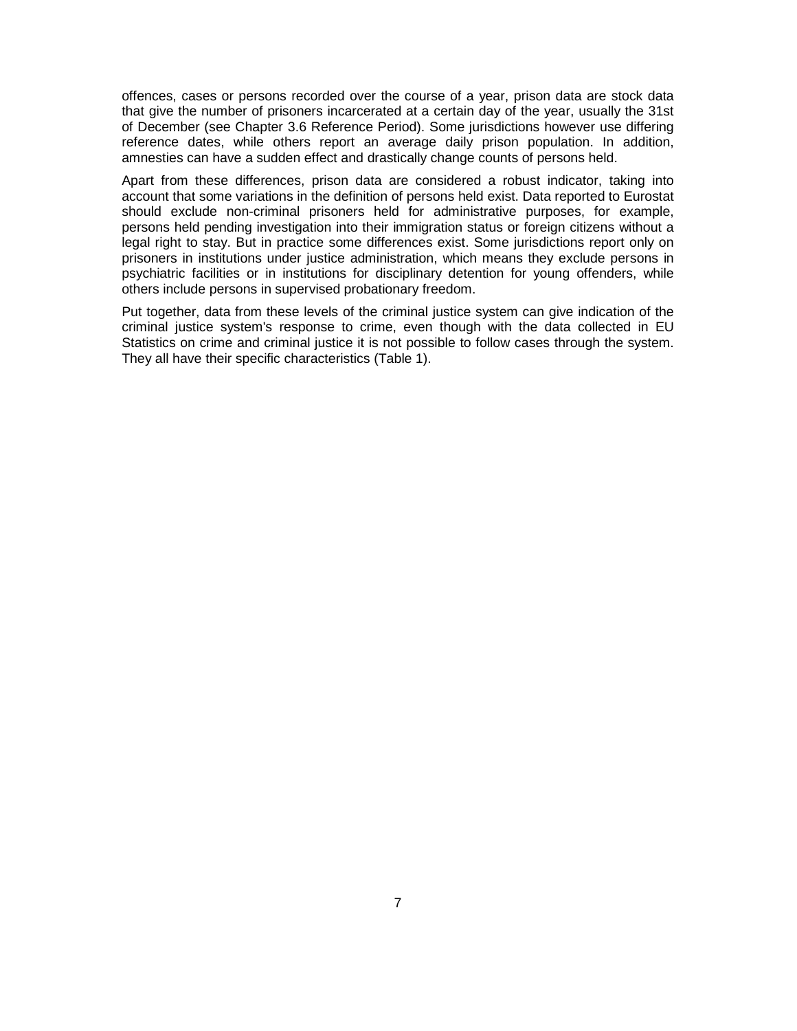offences, cases or persons recorded over the course of a year, prison data are stock data that give the number of prisoners incarcerated at a certain day of the year, usually the 31st of December (see Chapter 3.6 Reference Period). Some jurisdictions however use differing reference dates, while others report an average daily prison population. In addition, amnesties can have a sudden effect and drastically change counts of persons held.

Apart from these differences, prison data are considered a robust indicator, taking into account that some variations in the definition of persons held exist. Data reported to Eurostat should exclude non-criminal prisoners held for administrative purposes, for example, persons held pending investigation into their immigration status or foreign citizens without a legal right to stay. But in practice some differences exist. Some jurisdictions report only on prisoners in institutions under justice administration, which means they exclude persons in psychiatric facilities or in institutions for disciplinary detention for young offenders, while others include persons in supervised probationary freedom.

Put together, data from these levels of the criminal justice system can give indication of the criminal justice system's response to crime, even though with the data collected in EU Statistics on crime and criminal justice it is not possible to follow cases through the system. They all have their specific characteristics (Table 1).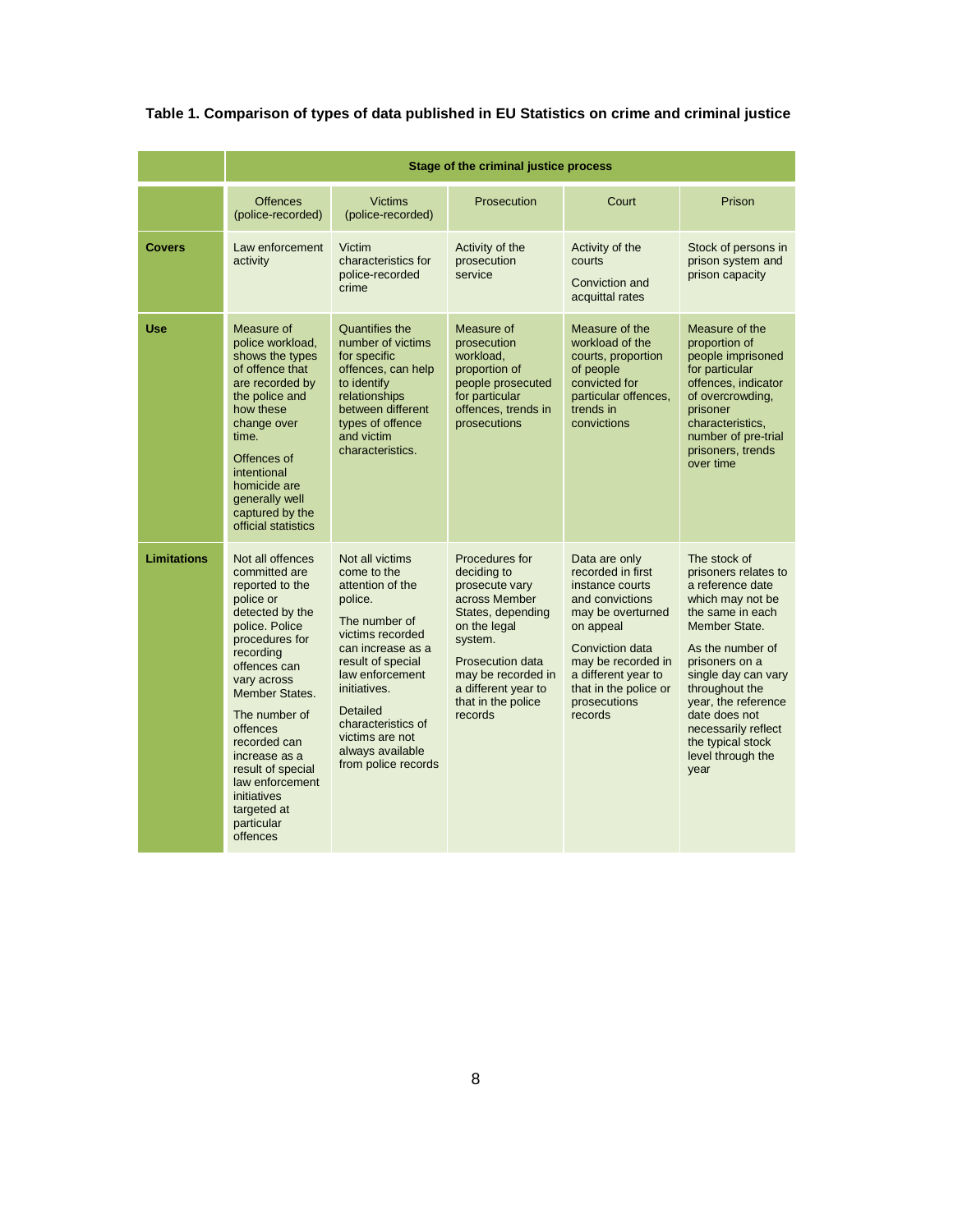**Table 1. Comparison of types of data published in EU Statistics on crime and criminal justice**

| | Stage of the criminal justice process | | | | |
|---|---|---|---|---|---|
| | Offences (police-recorded) | Victims (police-recorded) | Prosecution | Court | Prison |
| **Covers** | Law enforcement activity | Victim characteristics for police-recorded crime | Activity of the prosecution service | Activity of the courts<br><br>Conviction and acquittal rates | Stock of persons in prison system and prison capacity |
| **Use** | Measure of police workload, shows the types of offence that are recorded by the police and how these change over time.<br><br>Offences of intentional homicide are generally well captured by the official statistics | Quantifies the number of victims for specific offences, can help to identify relationships between different types of offence and victim characteristics. | Measure of prosecution workload, proportion of people prosecuted for particular offences, trends in prosecutions | Measure of the workload of the courts, proportion of people convicted for particular offences, trends in convictions | Measure of the proportion of people imprisoned for particular offences, indicator of overcrowding, prisoner characteristics, number of pre-trial prisoners, trends over time |
| **Limitations** | Not all offences committed are reported to the police or detected by the police. Police procedures for recording offences can vary across Member States.<br><br>The number of offences recorded can increase as a result of special law enforcement initiatives targeted at particular offences | Not all victims come to the attention of the police.<br><br>The number of victims recorded can increase as a result of special law enforcement initiatives.<br><br>Detailed characteristics of victims are not always available from police records | Procedures for deciding to prosecute vary across Member States, depending on the legal system.<br><br>Prosecution data may be recorded in a different year to that in the police records | Data are only recorded in first instance courts and convictions may be overturned on appeal<br><br>Conviction data may be recorded in a different year to that in the police or prosecutions records | The stock of prisoners relates to a reference date which may not be the same in each Member State.<br><br>As the number of prisoners on a single day can vary throughout the year, the reference date does not necessarily reflect the typical stock level through the year |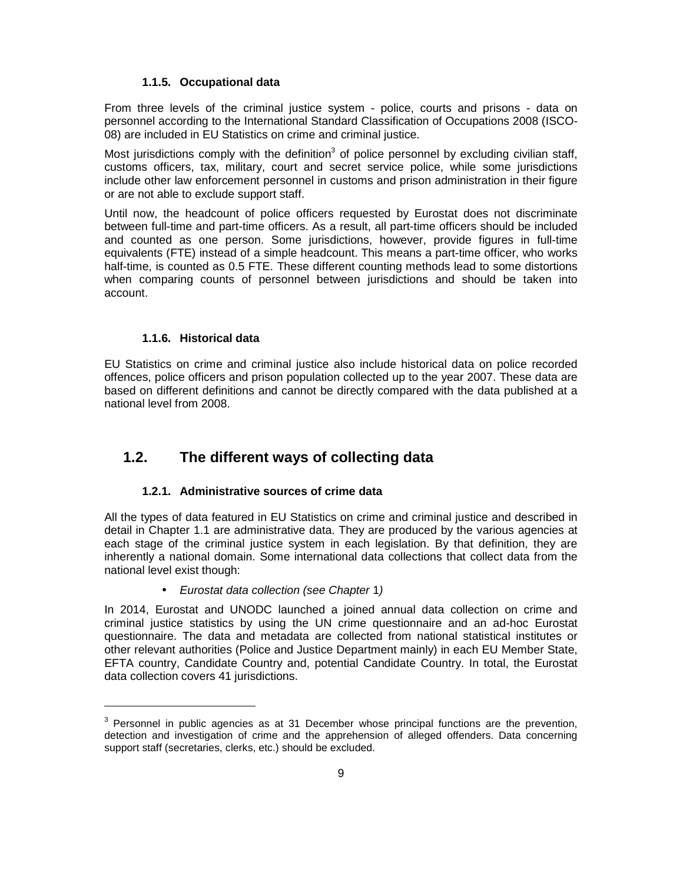#### 1.1.5. Occupational data

From three levels of the criminal justice system - police, courts and prisons - data on personnel according to the International Standard Classification of Occupations 2008 (ISCO-08) are included in EU Statistics on crime and criminal justice.

Most jurisdictions comply with the definition[3] of police personnel by excluding civilian staff, customs officers, tax, military, court and secret service police, while some jurisdictions include other law enforcement personnel in customs and prison administration in their figure or are not able to exclude support staff.

Until now, the headcount of police officers requested by Eurostat does not discriminate between full-time and part-time officers. As a result, all part-time officers should be included and counted as one person. Some jurisdictions, however, provide figures in full-time equivalents (FTE) instead of a simple headcount. This means a part-time officer, who works half-time, is counted as 0.5 FTE. These different counting methods lead to some distortions when comparing counts of personnel between jurisdictions and should be taken into account.

#### 1.1.6. Historical data

EU Statistics on crime and criminal justice also include historical data on police recorded offences, police officers and prison population collected up to the year 2007. These data are based on different definitions and cannot be directly compared with the data published at a national level from 2008.

## 1.2. The different ways of collecting data

#### 1.2.1. Administrative sources of crime data

All the types of data featured in EU Statistics on crime and criminal justice and described in detail in Chapter 1.1 are administrative data. They are produced by the various agencies at each stage of the criminal justice system in each legislation. By that definition, they are inherently a national domain. Some international data collections that collect data from the national level exist though:

- *Eurostat data collection (see Chapter* 1*)*

In 2014, Eurostat and UNODC launched a joined annual data collection on crime and criminal justice statistics by using the UN crime questionnaire and an ad-hoc Eurostat questionnaire. The data and metadata are collected from national statistical institutes or other relevant authorities (Police and Justice Department mainly) in each EU Member State, EFTA country, Candidate Country and, potential Candidate Country. In total, the Eurostat data collection covers 41 jurisdictions.

---

[3] Personnel in public agencies as at 31 December whose principal functions are the prevention, detection and investigation of crime and the apprehension of alleged offenders. Data concerning support staff (secretaries, clerks, etc.) should be excluded.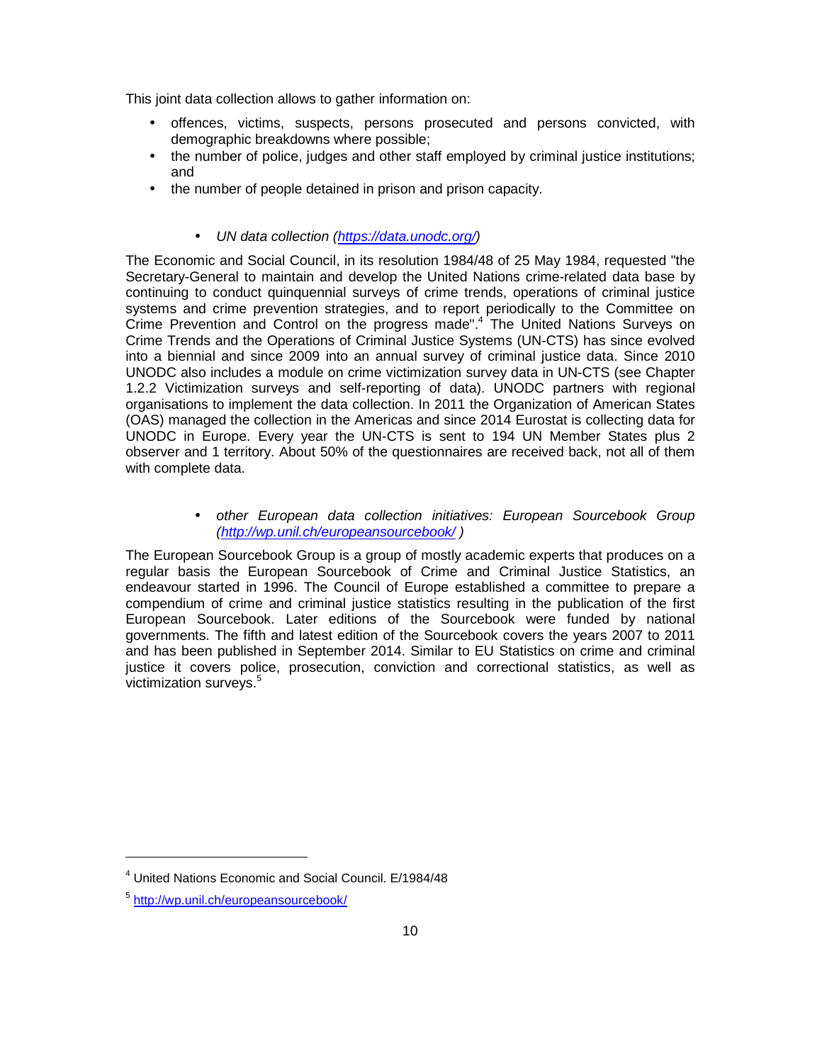This joint data collection allows to gather information on:

- offences, victims, suspects, persons prosecuted and persons convicted, with demographic breakdowns where possible;
- the number of police, judges and other staff employed by criminal justice institutions; and
- the number of people detained in prison and prison capacity.

- *UN data collection (https://data.unodc.org/)*

The Economic and Social Council, in its resolution 1984/48 of 25 May 1984, requested "the Secretary-General to maintain and develop the United Nations crime-related data base by continuing to conduct quinquennial surveys of crime trends, operations of criminal justice systems and crime prevention strategies, and to report periodically to the Committee on Crime Prevention and Control on the progress made".[4] The United Nations Surveys on Crime Trends and the Operations of Criminal Justice Systems (UN-CTS) has since evolved into a biennial and since 2009 into an annual survey of criminal justice data. Since 2010 UNODC also includes a module on crime victimization survey data in UN-CTS (see Chapter 1.2.2 Victimization surveys and self-reporting of data). UNODC partners with regional organisations to implement the data collection. In 2011 the Organization of American States (OAS) managed the collection in the Americas and since 2014 Eurostat is collecting data for UNODC in Europe. Every year the UN-CTS is sent to 194 UN Member States plus 2 observer and 1 territory. About 50% of the questionnaires are received back, not all of them with complete data.

- *other European data collection initiatives: European Sourcebook Group (http://wp.unil.ch/europeansourcebook/ )*

The European Sourcebook Group is a group of mostly academic experts that produces on a regular basis the European Sourcebook of Crime and Criminal Justice Statistics, an endeavour started in 1996. The Council of Europe established a committee to prepare a compendium of crime and criminal justice statistics resulting in the publication of the first European Sourcebook. Later editions of the Sourcebook were funded by national governments. The fifth and latest edition of the Sourcebook covers the years 2007 to 2011 and has been published in September 2014. Similar to EU Statistics on crime and criminal justice it covers police, prosecution, conviction and correctional statistics, as well as victimization surveys.[5]

---

[4] United Nations Economic and Social Council. E/1984/48

[5] http://wp.unil.ch/europeansourcebook/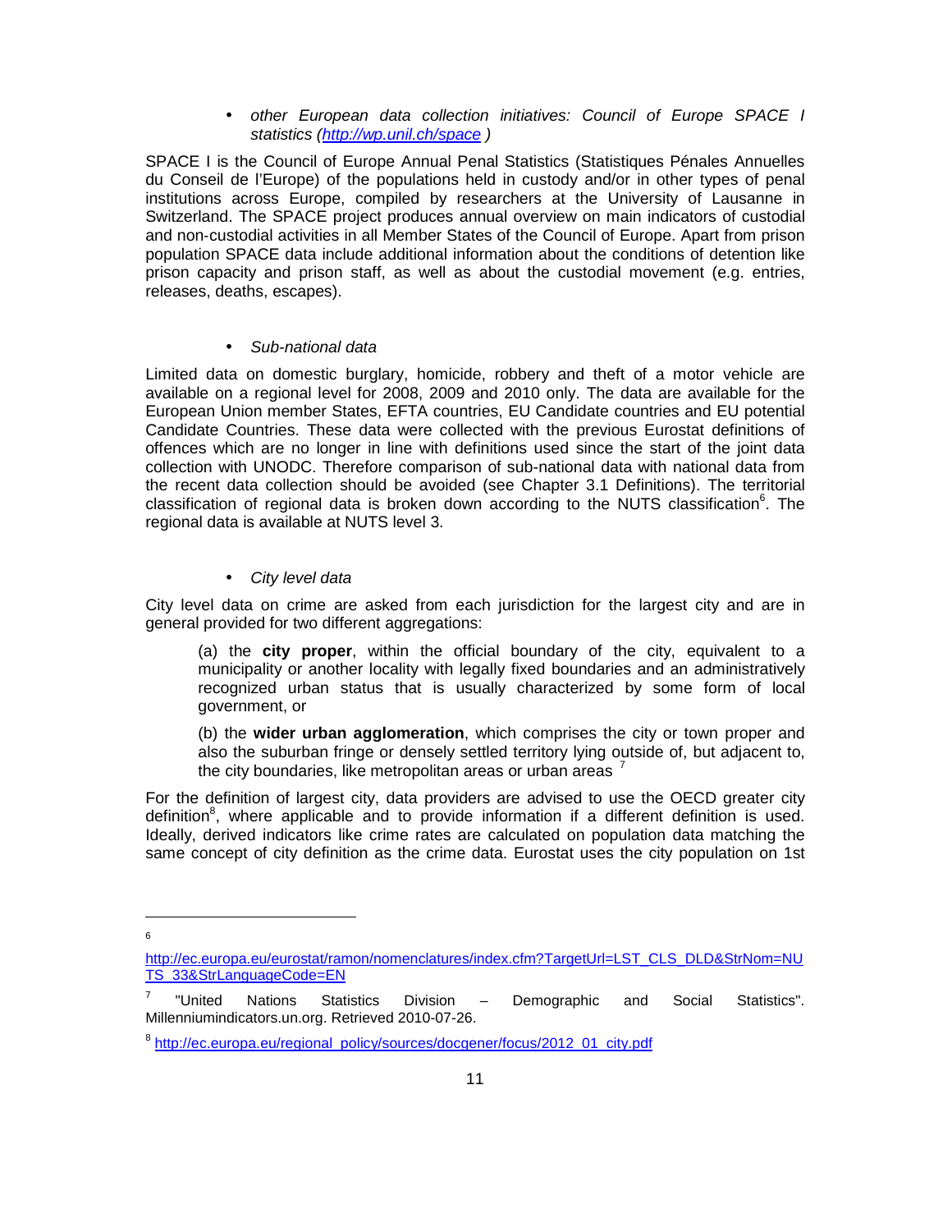- *other European data collection initiatives: Council of Europe SPACE I statistics (http://wp.unil.ch/space )*

SPACE I is the Council of Europe Annual Penal Statistics (Statistiques Pénales Annuelles du Conseil de l'Europe) of the populations held in custody and/or in other types of penal institutions across Europe, compiled by researchers at the University of Lausanne in Switzerland. The SPACE project produces annual overview on main indicators of custodial and non-custodial activities in all Member States of the Council of Europe. Apart from prison population SPACE data include additional information about the conditions of detention like prison capacity and prison staff, as well as about the custodial movement (e.g. entries, releases, deaths, escapes).

- *Sub-national data*

Limited data on domestic burglary, homicide, robbery and theft of a motor vehicle are available on a regional level for 2008, 2009 and 2010 only. The data are available for the European Union member States, EFTA countries, EU Candidate countries and EU potential Candidate Countries. These data were collected with the previous Eurostat definitions of offences which are no longer in line with definitions used since the start of the joint data collection with UNODC. Therefore comparison of sub-national data with national data from the recent data collection should be avoided (see Chapter 3.1 Definitions). The territorial classification of regional data is broken down according to the NUTS classification[6]. The regional data is available at NUTS level 3.

- *City level data*

City level data on crime are asked from each jurisdiction for the largest city and are in general provided for two different aggregations:

> (a) the **city proper**, within the official boundary of the city, equivalent to a municipality or another locality with legally fixed boundaries and an administratively recognized urban status that is usually characterized by some form of local government, or
>
> (b) the **wider urban agglomeration**, which comprises the city or town proper and also the suburban fringe or densely settled territory lying outside of, but adjacent to, the city boundaries, like metropolitan areas or urban areas [7]

For the definition of largest city, data providers are advised to use the OECD greater city definition[8], where applicable and to provide information if a different definition is used. Ideally, derived indicators like crime rates are calculated on population data matching the same concept of city definition as the crime data. Eurostat uses the city population on 1st

---

[6] http://ec.europa.eu/eurostat/ramon/nomenclatures/index.cfm?TargetUrl=LST_CLS_DLD&StrNom=NUTS_33&StrLanguageCode=EN

[7] "United Nations Statistics Division – Demographic and Social Statistics". Millenniumindicators.un.org. Retrieved 2010-07-26.

[8] http://ec.europa.eu/regional_policy/sources/docgener/focus/2012_01_city.pdf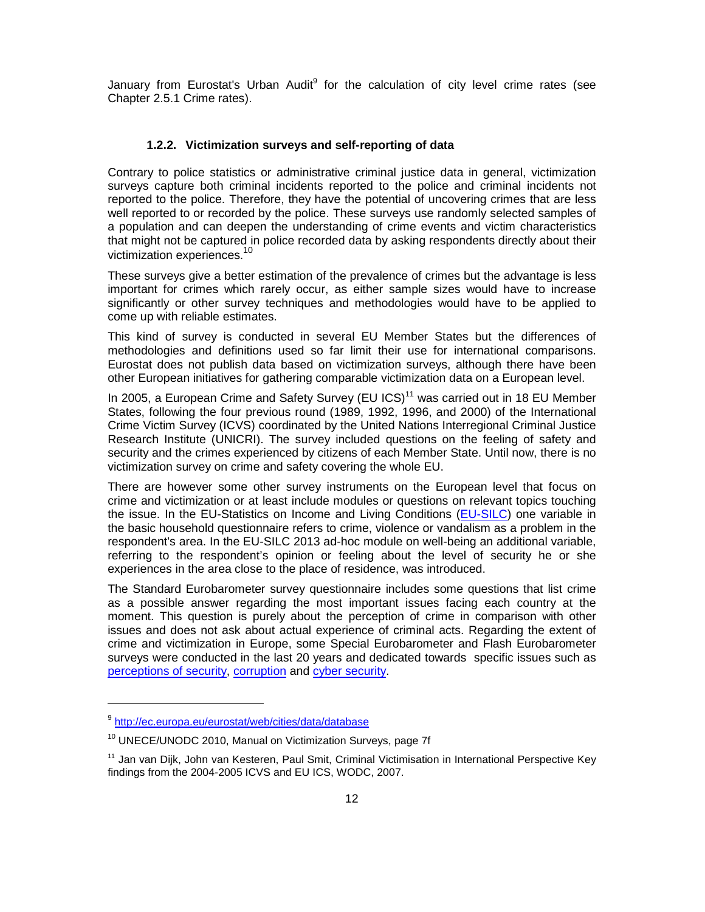January from Eurostat's Urban Audit[9] for the calculation of city level crime rates (see Chapter 2.5.1 Crime rates).

### 1.2.2. Victimization surveys and self-reporting of data

Contrary to police statistics or administrative criminal justice data in general, victimization surveys capture both criminal incidents reported to the police and criminal incidents not reported to the police. Therefore, they have the potential of uncovering crimes that are less well reported to or recorded by the police. These surveys use randomly selected samples of a population and can deepen the understanding of crime events and victim characteristics that might not be captured in police recorded data by asking respondents directly about their victimization experiences.[10]

These surveys give a better estimation of the prevalence of crimes but the advantage is less important for crimes which rarely occur, as either sample sizes would have to increase significantly or other survey techniques and methodologies would have to be applied to come up with reliable estimates.

This kind of survey is conducted in several EU Member States but the differences of methodologies and definitions used so far limit their use for international comparisons. Eurostat does not publish data based on victimization surveys, although there have been other European initiatives for gathering comparable victimization data on a European level.

In 2005, a European Crime and Safety Survey (EU ICS)[11] was carried out in 18 EU Member States, following the four previous round (1989, 1992, 1996, and 2000) of the International Crime Victim Survey (ICVS) coordinated by the United Nations Interregional Criminal Justice Research Institute (UNICRI). The survey included questions on the feeling of safety and security and the crimes experienced by citizens of each Member State. Until now, there is no victimization survey on crime and safety covering the whole EU.

There are however some other survey instruments on the European level that focus on crime and victimization or at least include modules or questions on relevant topics touching the issue. In the EU-Statistics on Income and Living Conditions (EU-SILC) one variable in the basic household questionnaire refers to crime, violence or vandalism as a problem in the respondent's area. In the EU-SILC 2013 ad-hoc module on well-being an additional variable, referring to the respondent's opinion or feeling about the level of security he or she experiences in the area close to the place of residence, was introduced.

The Standard Eurobarometer survey questionnaire includes some questions that list crime as a possible answer regarding the most important issues facing each country at the moment. This question is purely about the perception of crime in comparison with other issues and does not ask about actual experience of criminal acts. Regarding the extent of crime and victimization in Europe, some Special Eurobarometer and Flash Eurobarometer surveys were conducted in the last 20 years and dedicated towards specific issues such as perceptions of security, corruption and cyber security.

---

[9] http://ec.europa.eu/eurostat/web/cities/data/database

[10] UNECE/UNODC 2010, Manual on Victimization Surveys, page 7f

[11] Jan van Dijk, John van Kesteren, Paul Smit, Criminal Victimisation in International Perspective Key findings from the 2004-2005 ICVS and EU ICS, WODC, 2007.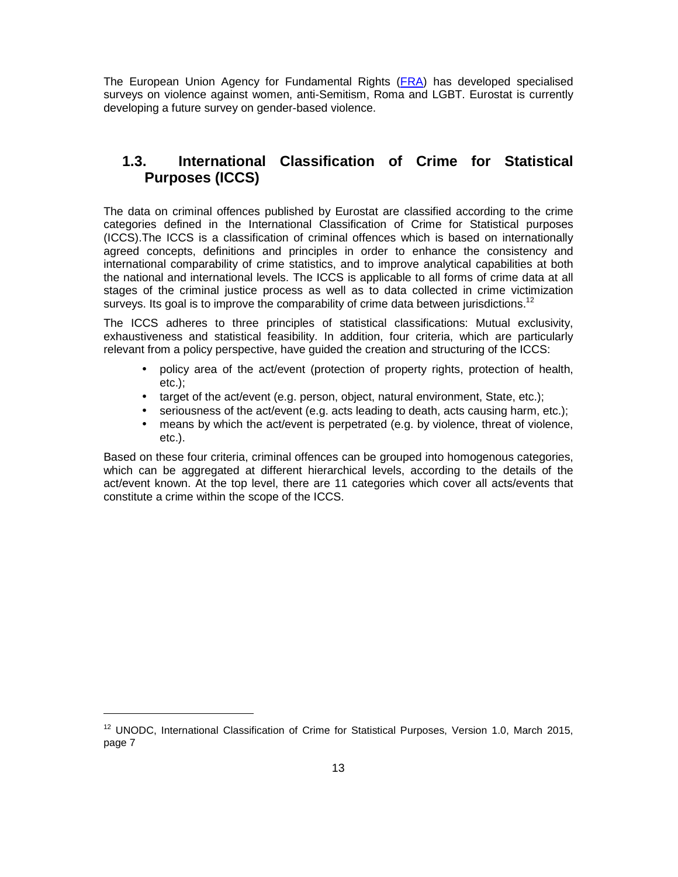The European Union Agency for Fundamental Rights (FRA) has developed specialised surveys on violence against women, anti-Semitism, Roma and LGBT. Eurostat is currently developing a future survey on gender-based violence.

## 1.3. International Classification of Crime for Statistical Purposes (ICCS)

The data on criminal offences published by Eurostat are classified according to the crime categories defined in the International Classification of Crime for Statistical purposes (ICCS).The ICCS is a classification of criminal offences which is based on internationally agreed concepts, definitions and principles in order to enhance the consistency and international comparability of crime statistics, and to improve analytical capabilities at both the national and international levels. The ICCS is applicable to all forms of crime data at all stages of the criminal justice process as well as to data collected in crime victimization surveys. Its goal is to improve the comparability of crime data between jurisdictions.[12]

The ICCS adheres to three principles of statistical classifications: Mutual exclusivity, exhaustiveness and statistical feasibility. In addition, four criteria, which are particularly relevant from a policy perspective, have guided the creation and structuring of the ICCS:

- policy area of the act/event (protection of property rights, protection of health, etc.);
- target of the act/event (e.g. person, object, natural environment, State, etc.);
- seriousness of the act/event (e.g. acts leading to death, acts causing harm, etc.);
- means by which the act/event is perpetrated (e.g. by violence, threat of violence, etc.).

Based on these four criteria, criminal offences can be grouped into homogenous categories, which can be aggregated at different hierarchical levels, according to the details of the act/event known. At the top level, there are 11 categories which cover all acts/events that constitute a crime within the scope of the ICCS.

[12] UNODC, International Classification of Crime for Statistical Purposes, Version 1.0, March 2015, page 7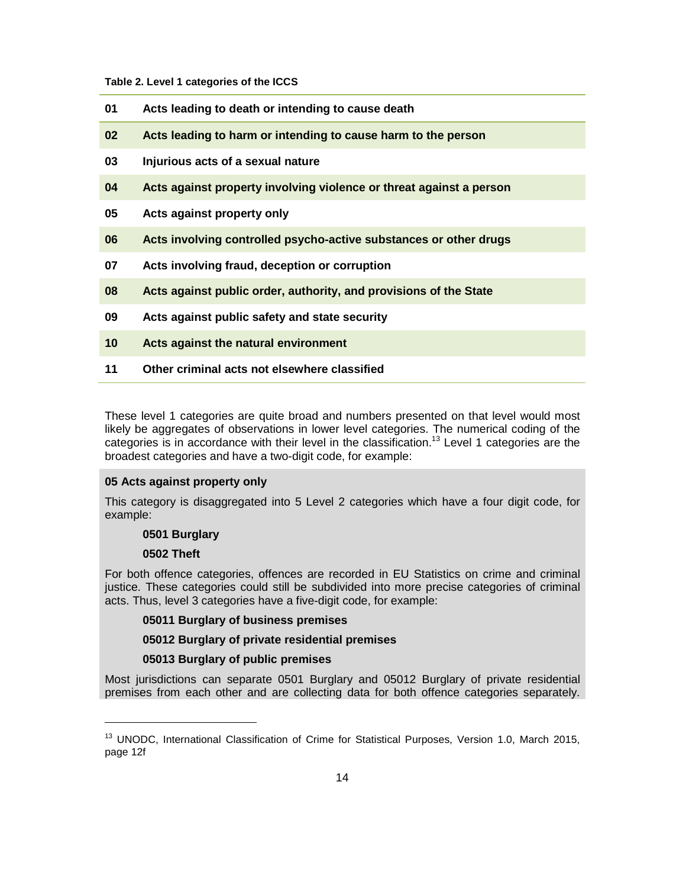**Table 2. Level 1 categories of the ICCS**

| | |
|---|---|
| **01** | **Acts leading to death or intending to cause death** |
| **02** | **Acts leading to harm or intending to cause harm to the person** |
| **03** | **Injurious acts of a sexual nature** |
| **04** | **Acts against property involving violence or threat against a person** |
| **05** | **Acts against property only** |
| **06** | **Acts involving controlled psycho-active substances or other drugs** |
| **07** | **Acts involving fraud, deception or corruption** |
| **08** | **Acts against public order, authority, and provisions of the State** |
| **09** | **Acts against public safety and state security** |
| **10** | **Acts against the natural environment** |
| **11** | **Other criminal acts not elsewhere classified** |

These level 1 categories are quite broad and numbers presented on that level would most likely be aggregates of observations in lower level categories. The numerical coding of the categories is in accordance with their level in the classification.[13] Level 1 categories are the broadest categories and have a two-digit code, for example:

**05 Acts against property only**

This category is disaggregated into 5 Level 2 categories which have a four digit code, for example:

**0501 Burglary**

**0502 Theft**

For both offence categories, offences are recorded in EU Statistics on crime and criminal justice. These categories could still be subdivided into more precise categories of criminal acts. Thus, level 3 categories have a five-digit code, for example:

**05011 Burglary of business premises**

**05012 Burglary of private residential premises**

**05013 Burglary of public premises**

Most jurisdictions can separate 0501 Burglary and 05012 Burglary of private residential premises from each other and are collecting data for both offence categories separately.

[13] UNODC, International Classification of Crime for Statistical Purposes, Version 1.0, March 2015, page 12f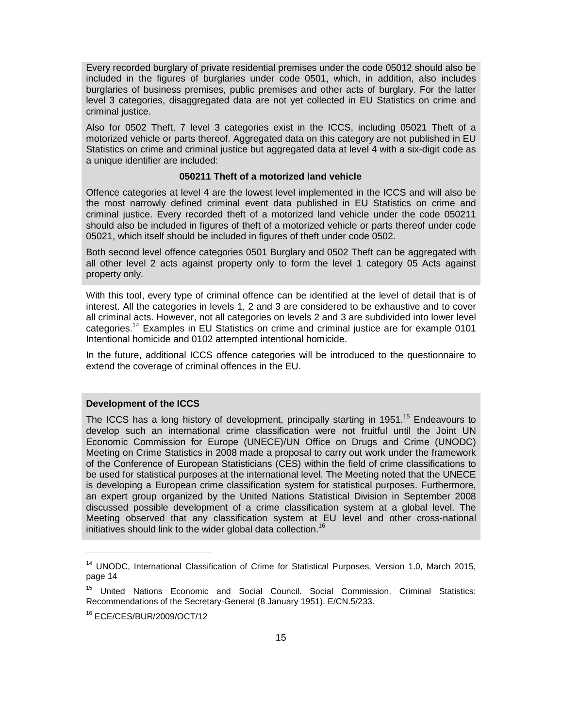Every recorded burglary of private residential premises under the code 05012 should also be included in the figures of burglaries under code 0501, which, in addition, also includes burglaries of business premises, public premises and other acts of burglary. For the latter level 3 categories, disaggregated data are not yet collected in EU Statistics on crime and criminal justice.

Also for 0502 Theft, 7 level 3 categories exist in the ICCS, including 05021 Theft of a motorized vehicle or parts thereof. Aggregated data on this category are not published in EU Statistics on crime and criminal justice but aggregated data at level 4 with a six-digit code as a unique identifier are included:

**050211 Theft of a motorized land vehicle**

Offence categories at level 4 are the lowest level implemented in the ICCS and will also be the most narrowly defined criminal event data published in EU Statistics on crime and criminal justice. Every recorded theft of a motorized land vehicle under the code 050211 should also be included in figures of theft of a motorized vehicle or parts thereof under code 05021, which itself should be included in figures of theft under code 0502.

Both second level offence categories 0501 Burglary and 0502 Theft can be aggregated with all other level 2 acts against property only to form the level 1 category 05 Acts against property only.

With this tool, every type of criminal offence can be identified at the level of detail that is of interest. All the categories in levels 1, 2 and 3 are considered to be exhaustive and to cover all criminal acts. However, not all categories on levels 2 and 3 are subdivided into lower level categories.[14] Examples in EU Statistics on crime and criminal justice are for example 0101 Intentional homicide and 0102 attempted intentional homicide.

In the future, additional ICCS offence categories will be introduced to the questionnaire to extend the coverage of criminal offences in the EU.

**Development of the ICCS**

The ICCS has a long history of development, principally starting in 1951.[15] Endeavours to develop such an international crime classification were not fruitful until the Joint UN Economic Commission for Europe (UNECE)/UN Office on Drugs and Crime (UNODC) Meeting on Crime Statistics in 2008 made a proposal to carry out work under the framework of the Conference of European Statisticians (CES) within the field of crime classifications to be used for statistical purposes at the international level. The Meeting noted that the UNECE is developing a European crime classification system for statistical purposes. Furthermore, an expert group organized by the United Nations Statistical Division in September 2008 discussed possible development of a crime classification system at a global level. The Meeting observed that any classification system at EU level and other cross-national initiatives should link to the wider global data collection.[16]

---

[14] UNODC, International Classification of Crime for Statistical Purposes, Version 1.0, March 2015, page 14

[15] United Nations Economic and Social Council. Social Commission. Criminal Statistics: Recommendations of the Secretary-General (8 January 1951). E/CN.5/233.

[16] ECE/CES/BUR/2009/OCT/12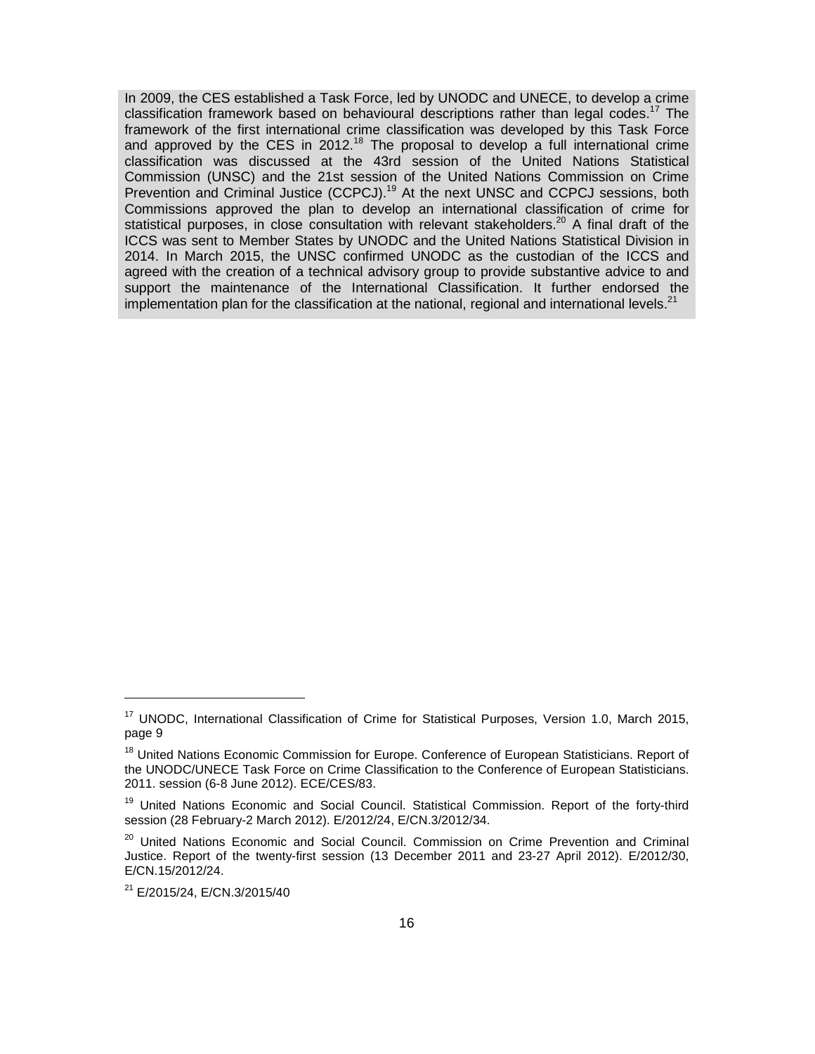In 2009, the CES established a Task Force, led by UNODC and UNECE, to develop a crime classification framework based on behavioural descriptions rather than legal codes.[17] The framework of the first international crime classification was developed by this Task Force and approved by the CES in 2012.[18] The proposal to develop a full international crime classification was discussed at the 43rd session of the United Nations Statistical Commission (UNSC) and the 21st session of the United Nations Commission on Crime Prevention and Criminal Justice (CCPCJ).[19] At the next UNSC and CCPCJ sessions, both Commissions approved the plan to develop an international classification of crime for statistical purposes, in close consultation with relevant stakeholders.[20] A final draft of the ICCS was sent to Member States by UNODC and the United Nations Statistical Division in 2014. In March 2015, the UNSC confirmed UNODC as the custodian of the ICCS and agreed with the creation of a technical advisory group to provide substantive advice to and support the maintenance of the International Classification. It further endorsed the implementation plan for the classification at the national, regional and international levels.[21]

---

[17] UNODC, International Classification of Crime for Statistical Purposes, Version 1.0, March 2015, page 9

[18] United Nations Economic Commission for Europe. Conference of European Statisticians. Report of the UNODC/UNECE Task Force on Crime Classification to the Conference of European Statisticians. 2011. session (6-8 June 2012). ECE/CES/83.

[19] United Nations Economic and Social Council. Statistical Commission. Report of the forty-third session (28 February-2 March 2012). E/2012/24, E/CN.3/2012/34.

[20] United Nations Economic and Social Council. Commission on Crime Prevention and Criminal Justice. Report of the twenty-first session (13 December 2011 and 23-27 April 2012). E/2012/30, E/CN.15/2012/24.

[21] E/2015/24, E/CN.3/2015/40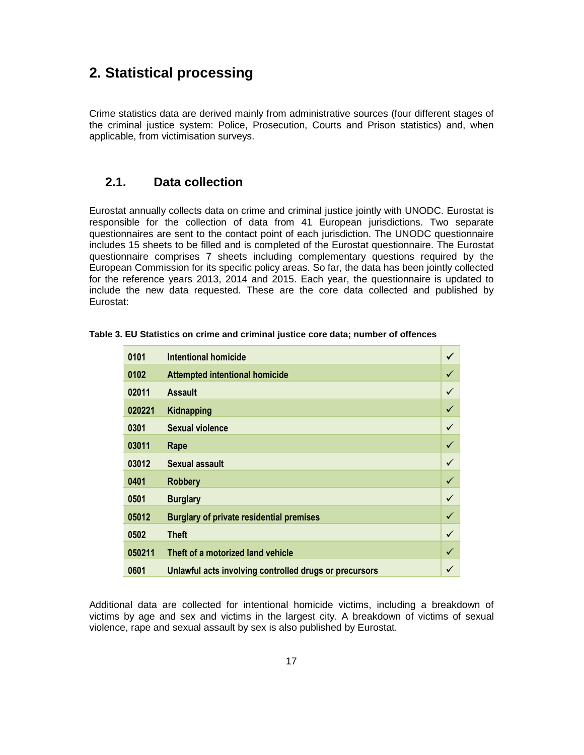# 2. Statistical processing

Crime statistics data are derived mainly from administrative sources (four different stages of the criminal justice system: Police, Prosecution, Courts and Prison statistics) and, when applicable, from victimisation surveys.

## 2.1. Data collection

Eurostat annually collects data on crime and criminal justice jointly with UNODC. Eurostat is responsible for the collection of data from 41 European jurisdictions. Two separate questionnaires are sent to the contact point of each jurisdiction. The UNODC questionnaire includes 15 sheets to be filled and is completed of the Eurostat questionnaire. The Eurostat questionnaire comprises 7 sheets including complementary questions required by the European Commission for its specific policy areas. So far, the data has been jointly collected for the reference years 2013, 2014 and 2015. Each year, the questionnaire is updated to include the new data requested. These are the core data collected and published by Eurostat:

**Table 3. EU Statistics on crime and criminal justice core data; number of offences**

| Code | Offence | |
|---|---|---|
| 0101 | Intentional homicide | ✓ |
| 0102 | Attempted intentional homicide | ✓ |
| 02011 | Assault | ✓ |
| 020221 | Kidnapping | ✓ |
| 0301 | Sexual violence | ✓ |
| 03011 | Rape | ✓ |
| 03012 | Sexual assault | ✓ |
| 0401 | Robbery | ✓ |
| 0501 | Burglary | ✓ |
| 05012 | Burglary of private residential premises | ✓ |
| 0502 | Theft | ✓ |
| 050211 | Theft of a motorized land vehicle | ✓ |
| 0601 | Unlawful acts involving controlled drugs or precursors | ✓ |

Additional data are collected for intentional homicide victims, including a breakdown of victims by age and sex and victims in the largest city. A breakdown of victims of sexual violence, rape and sexual assault by sex is also published by Eurostat.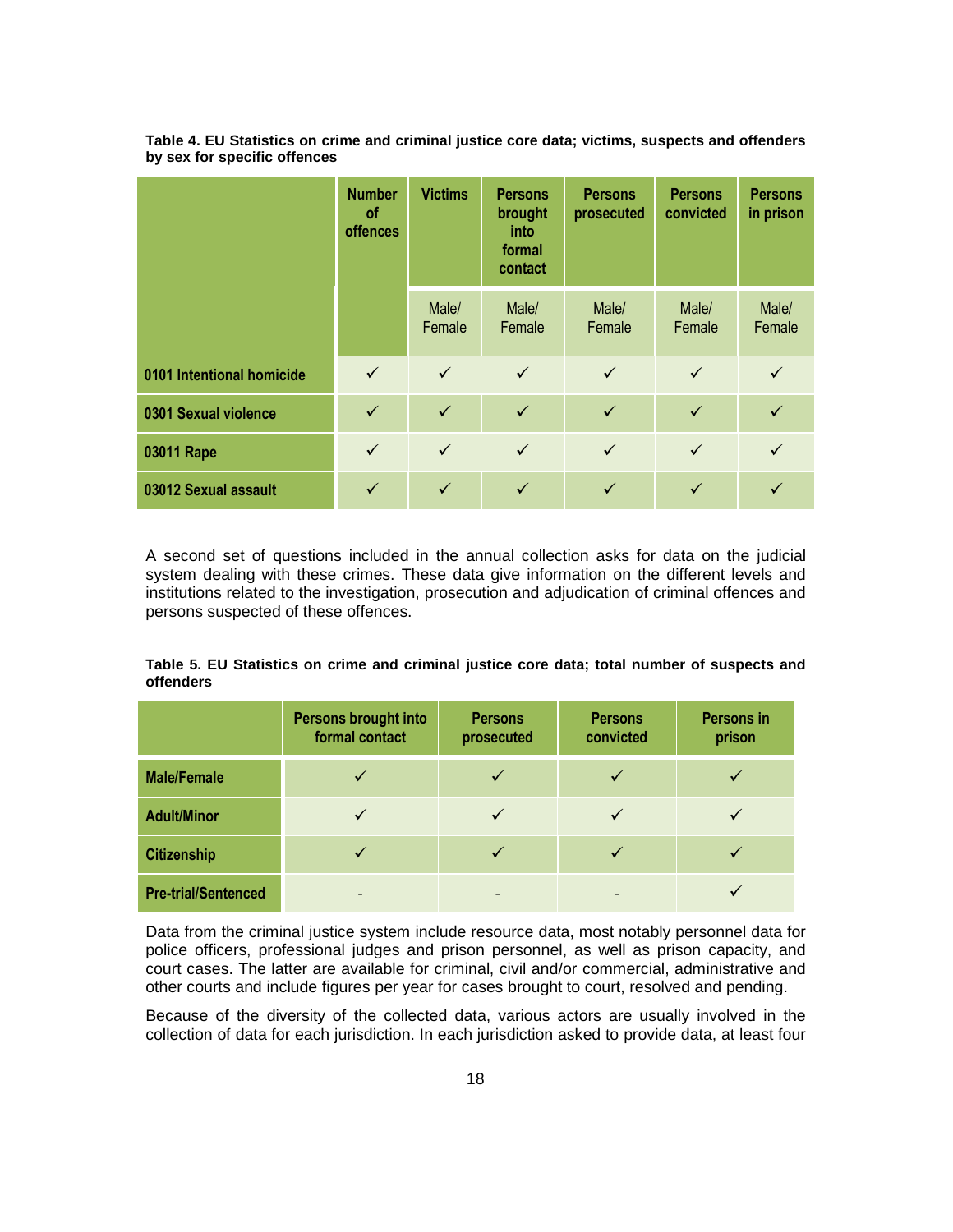**Table 4. EU Statistics on crime and criminal justice core data; victims, suspects and offenders by sex for specific offences**

| | Number of offences | Victims | Persons brought into formal contact | Persons prosecuted | Persons convicted | Persons in prison |
|---|---|---|---|---|---|---|
| | | Male/ Female | Male/ Female | Male/ Female | Male/ Female | Male/ Female |
| 0101 Intentional homicide | ✓ | ✓ | ✓ | ✓ | ✓ | ✓ |
| 0301 Sexual violence | ✓ | ✓ | ✓ | ✓ | ✓ | ✓ |
| 03011 Rape | ✓ | ✓ | ✓ | ✓ | ✓ | ✓ |
| 03012 Sexual assault | ✓ | ✓ | ✓ | ✓ | ✓ | ✓ |

A second set of questions included in the annual collection asks for data on the judicial system dealing with these crimes. These data give information on the different levels and institutions related to the investigation, prosecution and adjudication of criminal offences and persons suspected of these offences.

**Table 5. EU Statistics on crime and criminal justice core data; total number of suspects and offenders**

| | Persons brought into formal contact | Persons prosecuted | Persons convicted | Persons in prison |
|---|---|---|---|---|
| Male/Female | ✓ | ✓ | ✓ | ✓ |
| Adult/Minor | ✓ | ✓ | ✓ | ✓ |
| Citizenship | ✓ | ✓ | ✓ | ✓ |
| Pre-trial/Sentenced | - | - | - | ✓ |

Data from the criminal justice system include resource data, most notably personnel data for police officers, professional judges and prison personnel, as well as prison capacity, and court cases. The latter are available for criminal, civil and/or commercial, administrative and other courts and include figures per year for cases brought to court, resolved and pending.

Because of the diversity of the collected data, various actors are usually involved in the collection of data for each jurisdiction. In each jurisdiction asked to provide data, at least four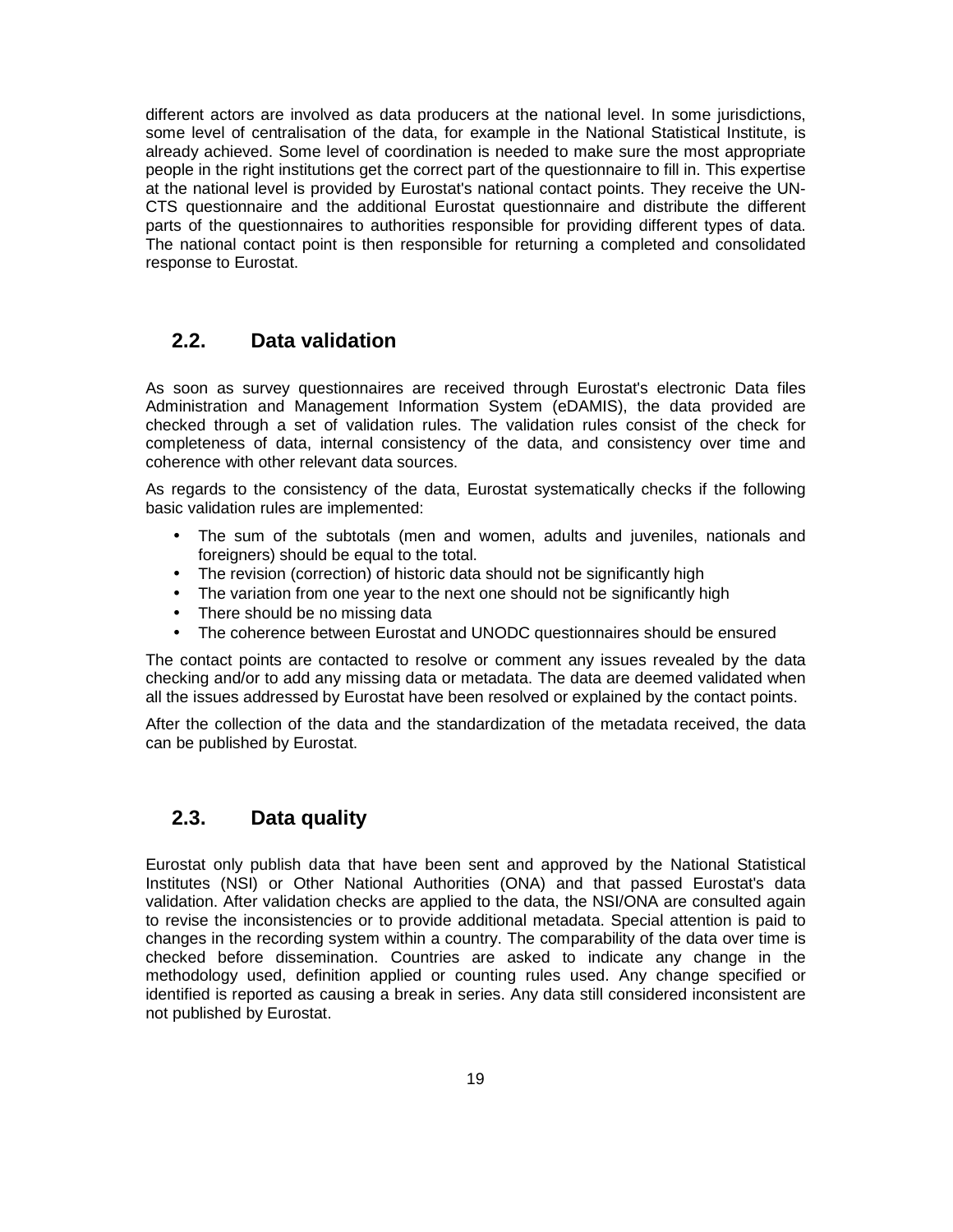different actors are involved as data producers at the national level. In some jurisdictions, some level of centralisation of the data, for example in the National Statistical Institute, is already achieved. Some level of coordination is needed to make sure the most appropriate people in the right institutions get the correct part of the questionnaire to fill in. This expertise at the national level is provided by Eurostat's national contact points. They receive the UN-CTS questionnaire and the additional Eurostat questionnaire and distribute the different parts of the questionnaires to authorities responsible for providing different types of data. The national contact point is then responsible for returning a completed and consolidated response to Eurostat.

## 2.2. Data validation

As soon as survey questionnaires are received through Eurostat's electronic Data files Administration and Management Information System (eDAMIS), the data provided are checked through a set of validation rules. The validation rules consist of the check for completeness of data, internal consistency of the data, and consistency over time and coherence with other relevant data sources.

As regards to the consistency of the data, Eurostat systematically checks if the following basic validation rules are implemented:

- The sum of the subtotals (men and women, adults and juveniles, nationals and foreigners) should be equal to the total.
- The revision (correction) of historic data should not be significantly high
- The variation from one year to the next one should not be significantly high
- There should be no missing data
- The coherence between Eurostat and UNODC questionnaires should be ensured

The contact points are contacted to resolve or comment any issues revealed by the data checking and/or to add any missing data or metadata. The data are deemed validated when all the issues addressed by Eurostat have been resolved or explained by the contact points.

After the collection of the data and the standardization of the metadata received, the data can be published by Eurostat.

## 2.3. Data quality

Eurostat only publish data that have been sent and approved by the National Statistical Institutes (NSI) or Other National Authorities (ONA) and that passed Eurostat's data validation. After validation checks are applied to the data, the NSI/ONA are consulted again to revise the inconsistencies or to provide additional metadata. Special attention is paid to changes in the recording system within a country. The comparability of the data over time is checked before dissemination. Countries are asked to indicate any change in the methodology used, definition applied or counting rules used. Any change specified or identified is reported as causing a break in series. Any data still considered inconsistent are not published by Eurostat.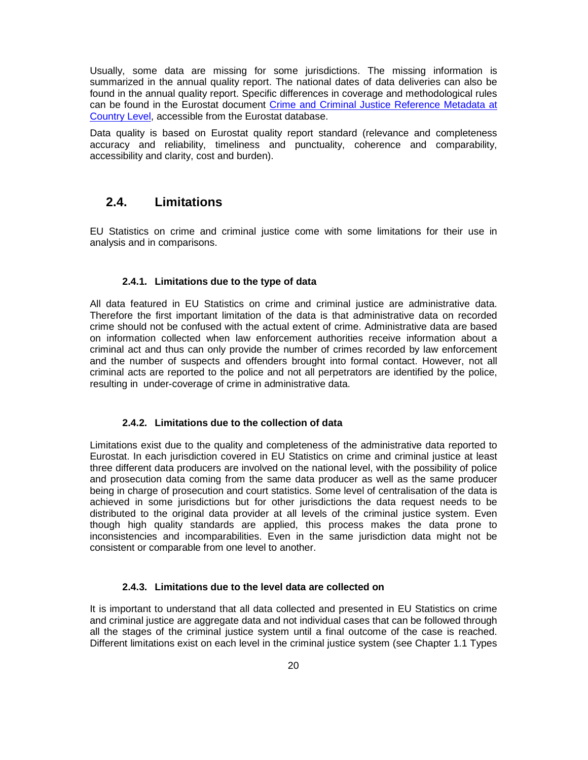Usually, some data are missing for some jurisdictions. The missing information is summarized in the annual quality report. The national dates of data deliveries can also be found in the annual quality report. Specific differences in coverage and methodological rules can be found in the Eurostat document [Crime and Criminal Justice Reference Metadata at Country Level](), accessible from the Eurostat database.

Data quality is based on Eurostat quality report standard (relevance and completeness accuracy and reliability, timeliness and punctuality, coherence and comparability, accessibility and clarity, cost and burden).

## 2.4. Limitations

EU Statistics on crime and criminal justice come with some limitations for their use in analysis and in comparisons.

### 2.4.1. Limitations due to the type of data

All data featured in EU Statistics on crime and criminal justice are administrative data. Therefore the first important limitation of the data is that administrative data on recorded crime should not be confused with the actual extent of crime. Administrative data are based on information collected when law enforcement authorities receive information about a criminal act and thus can only provide the number of crimes recorded by law enforcement and the number of suspects and offenders brought into formal contact. However, not all criminal acts are reported to the police and not all perpetrators are identified by the police, resulting in under-coverage of crime in administrative data.

### 2.4.2. Limitations due to the collection of data

Limitations exist due to the quality and completeness of the administrative data reported to Eurostat. In each jurisdiction covered in EU Statistics on crime and criminal justice at least three different data producers are involved on the national level, with the possibility of police and prosecution data coming from the same data producer as well as the same producer being in charge of prosecution and court statistics. Some level of centralisation of the data is achieved in some jurisdictions but for other jurisdictions the data request needs to be distributed to the original data provider at all levels of the criminal justice system. Even though high quality standards are applied, this process makes the data prone to inconsistencies and incomparabilities. Even in the same jurisdiction data might not be consistent or comparable from one level to another.

### 2.4.3. Limitations due to the level data are collected on

It is important to understand that all data collected and presented in EU Statistics on crime and criminal justice are aggregate data and not individual cases that can be followed through all the stages of the criminal justice system until a final outcome of the case is reached. Different limitations exist on each level in the criminal justice system (see Chapter 1.1 Types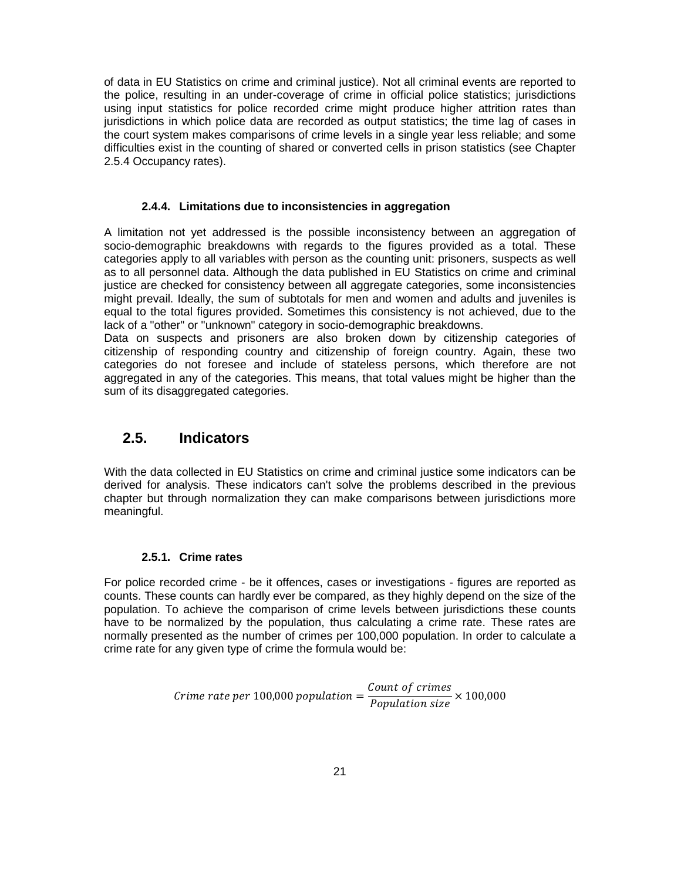of data in EU Statistics on crime and criminal justice). Not all criminal events are reported to the police, resulting in an under-coverage of crime in official police statistics; jurisdictions using input statistics for police recorded crime might produce higher attrition rates than jurisdictions in which police data are recorded as output statistics; the time lag of cases in the court system makes comparisons of crime levels in a single year less reliable; and some difficulties exist in the counting of shared or converted cells in prison statistics (see Chapter 2.5.4 Occupancy rates).

#### 2.4.4. Limitations due to inconsistencies in aggregation

A limitation not yet addressed is the possible inconsistency between an aggregation of socio-demographic breakdowns with regards to the figures provided as a total. These categories apply to all variables with person as the counting unit: prisoners, suspects as well as to all personnel data. Although the data published in EU Statistics on crime and criminal justice are checked for consistency between all aggregate categories, some inconsistencies might prevail. Ideally, the sum of subtotals for men and women and adults and juveniles is equal to the total figures provided. Sometimes this consistency is not achieved, due to the lack of a "other" or "unknown" category in socio-demographic breakdowns.

Data on suspects and prisoners are also broken down by citizenship categories of citizenship of responding country and citizenship of foreign country. Again, these two categories do not foresee and include of stateless persons, which therefore are not aggregated in any of the categories. This means, that total values might be higher than the sum of its disaggregated categories.

## 2.5. Indicators

With the data collected in EU Statistics on crime and criminal justice some indicators can be derived for analysis. These indicators can't solve the problems described in the previous chapter but through normalization they can make comparisons between jurisdictions more meaningful.

#### 2.5.1. Crime rates

For police recorded crime - be it offences, cases or investigations - figures are reported as counts. These counts can hardly ever be compared, as they highly depend on the size of the population. To achieve the comparison of crime levels between jurisdictions these counts have to be normalized by the population, thus calculating a crime rate. These rates are normally presented as the number of crimes per 100,000 population. In order to calculate a crime rate for any given type of crime the formula would be:

$$Crime\ rate\ per\ 100{,}000\ population = \frac{Count\ of\ crimes}{Population\ size} \times 100{,}000$$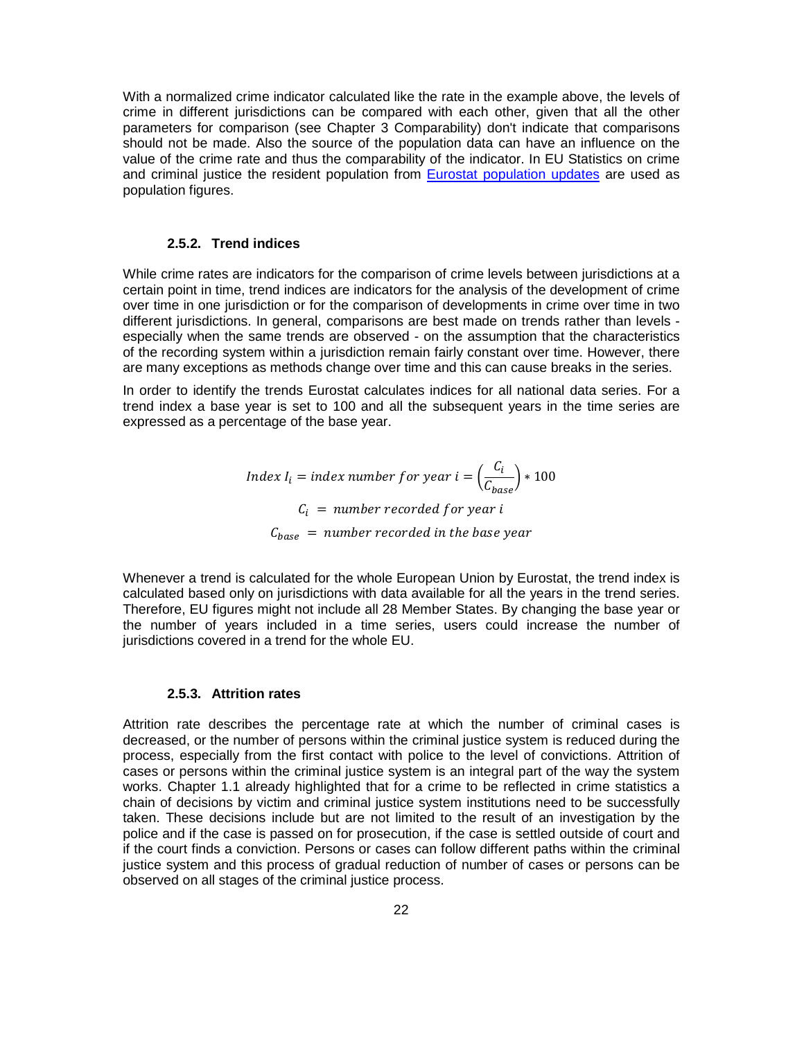With a normalized crime indicator calculated like the rate in the example above, the levels of crime in different jurisdictions can be compared with each other, given that all the other parameters for comparison (see Chapter 3 Comparability) don't indicate that comparisons should not be made. Also the source of the population data can have an influence on the value of the crime rate and thus the comparability of the indicator. In EU Statistics on crime and criminal justice the resident population from [Eurostat population updates](#) are used as population figures.

### 2.5.2. Trend indices

While crime rates are indicators for the comparison of crime levels between jurisdictions at a certain point in time, trend indices are indicators for the analysis of the development of crime over time in one jurisdiction or for the comparison of developments in crime over time in two different jurisdictions. In general, comparisons are best made on trends rather than levels - especially when the same trends are observed - on the assumption that the characteristics of the recording system within a jurisdiction remain fairly constant over time. However, there are many exceptions as methods change over time and this can cause breaks in the series.

In order to identify the trends Eurostat calculates indices for all national data series. For a trend index a base year is set to 100 and all the subsequent years in the time series are expressed as a percentage of the base year.

$$Index\ I_i = index\ number\ for\ year\ i = \left(\frac{C_i}{C_{base}}\right) * 100$$

$$C_i\ =\ number\ recorded\ for\ year\ i$$

$$C_{base}\ =\ number\ recorded\ in\ the\ base\ year$$

Whenever a trend is calculated for the whole European Union by Eurostat, the trend index is calculated based only on jurisdictions with data available for all the years in the trend series. Therefore, EU figures might not include all 28 Member States. By changing the base year or the number of years included in a time series, users could increase the number of jurisdictions covered in a trend for the whole EU.

### 2.5.3. Attrition rates

Attrition rate describes the percentage rate at which the number of criminal cases is decreased, or the number of persons within the criminal justice system is reduced during the process, especially from the first contact with police to the level of convictions. Attrition of cases or persons within the criminal justice system is an integral part of the way the system works. Chapter 1.1 already highlighted that for a crime to be reflected in crime statistics a chain of decisions by victim and criminal justice system institutions need to be successfully taken. These decisions include but are not limited to the result of an investigation by the police and if the case is passed on for prosecution, if the case is settled outside of court and if the court finds a conviction. Persons or cases can follow different paths within the criminal justice system and this process of gradual reduction of number of cases or persons can be observed on all stages of the criminal justice process.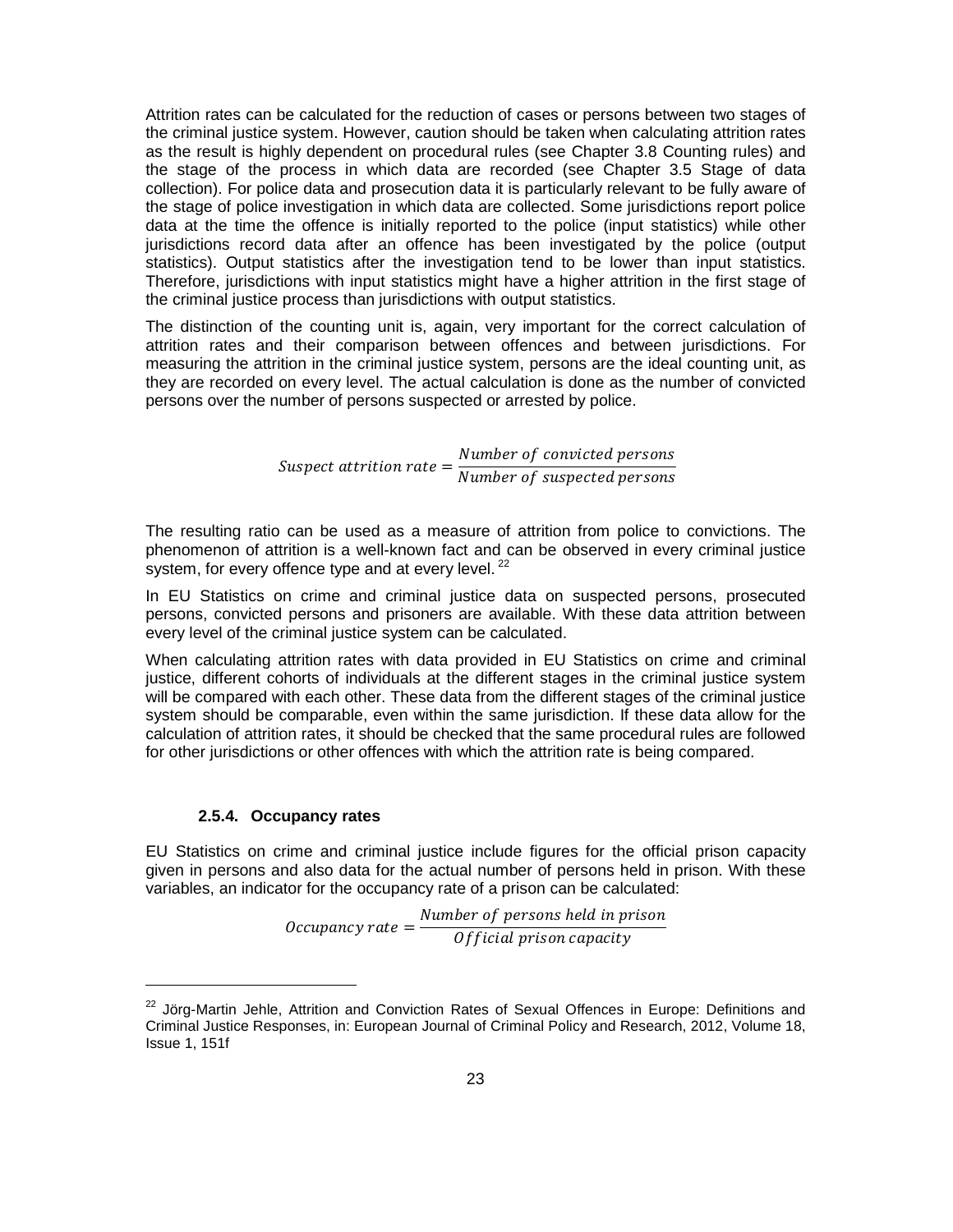Attrition rates can be calculated for the reduction of cases or persons between two stages of the criminal justice system. However, caution should be taken when calculating attrition rates as the result is highly dependent on procedural rules (see Chapter 3.8 Counting rules) and the stage of the process in which data are recorded (see Chapter 3.5 Stage of data collection). For police data and prosecution data it is particularly relevant to be fully aware of the stage of police investigation in which data are collected. Some jurisdictions report police data at the time the offence is initially reported to the police (input statistics) while other jurisdictions record data after an offence has been investigated by the police (output statistics). Output statistics after the investigation tend to be lower than input statistics. Therefore, jurisdictions with input statistics might have a higher attrition in the first stage of the criminal justice process than jurisdictions with output statistics.

The distinction of the counting unit is, again, very important for the correct calculation of attrition rates and their comparison between offences and between jurisdictions. For measuring the attrition in the criminal justice system, persons are the ideal counting unit, as they are recorded on every level. The actual calculation is done as the number of convicted persons over the number of persons suspected or arrested by police.

$$Suspect\ attrition\ rate = \frac{Number\ of\ convicted\ persons}{Number\ of\ suspected\ persons}$$

The resulting ratio can be used as a measure of attrition from police to convictions. The phenomenon of attrition is a well-known fact and can be observed in every criminal justice system, for every offence type and at every level. [22]

In EU Statistics on crime and criminal justice data on suspected persons, prosecuted persons, convicted persons and prisoners are available. With these data attrition between every level of the criminal justice system can be calculated.

When calculating attrition rates with data provided in EU Statistics on crime and criminal justice, different cohorts of individuals at the different stages in the criminal justice system will be compared with each other. These data from the different stages of the criminal justice system should be comparable, even within the same jurisdiction. If these data allow for the calculation of attrition rates, it should be checked that the same procedural rules are followed for other jurisdictions or other offences with which the attrition rate is being compared.

#### 2.5.4. Occupancy rates

EU Statistics on crime and criminal justice include figures for the official prison capacity given in persons and also data for the actual number of persons held in prison. With these variables, an indicator for the occupancy rate of a prison can be calculated:

$$Occupancy\ rate = \frac{Number\ of\ persons\ held\ in\ prison}{Official\ prison\ capacity}$$

---

[22] Jörg-Martin Jehle, Attrition and Conviction Rates of Sexual Offences in Europe: Definitions and Criminal Justice Responses, in: European Journal of Criminal Policy and Research, 2012, Volume 18, Issue 1, 151f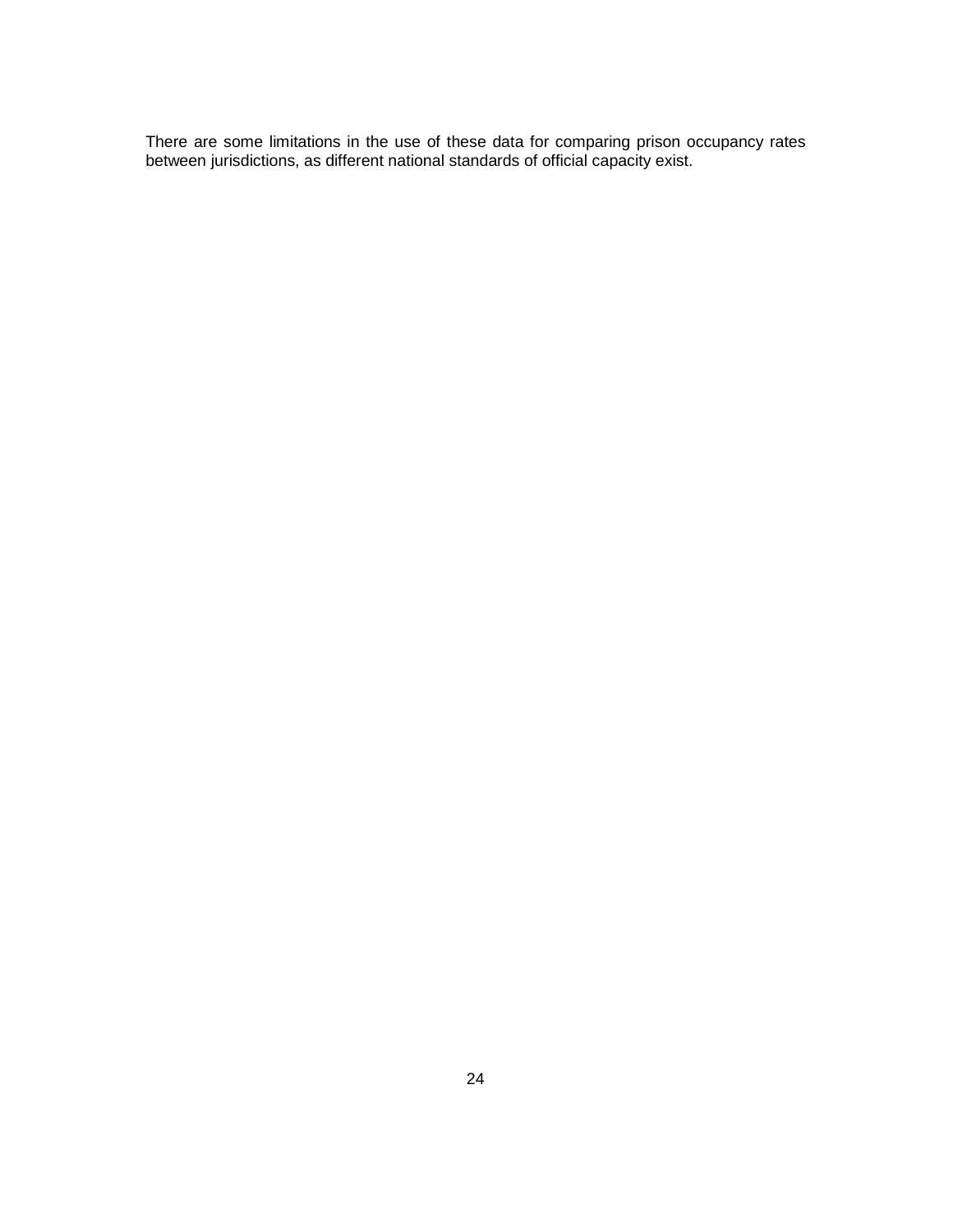There are some limitations in the use of these data for comparing prison occupancy rates between jurisdictions, as different national standards of official capacity exist.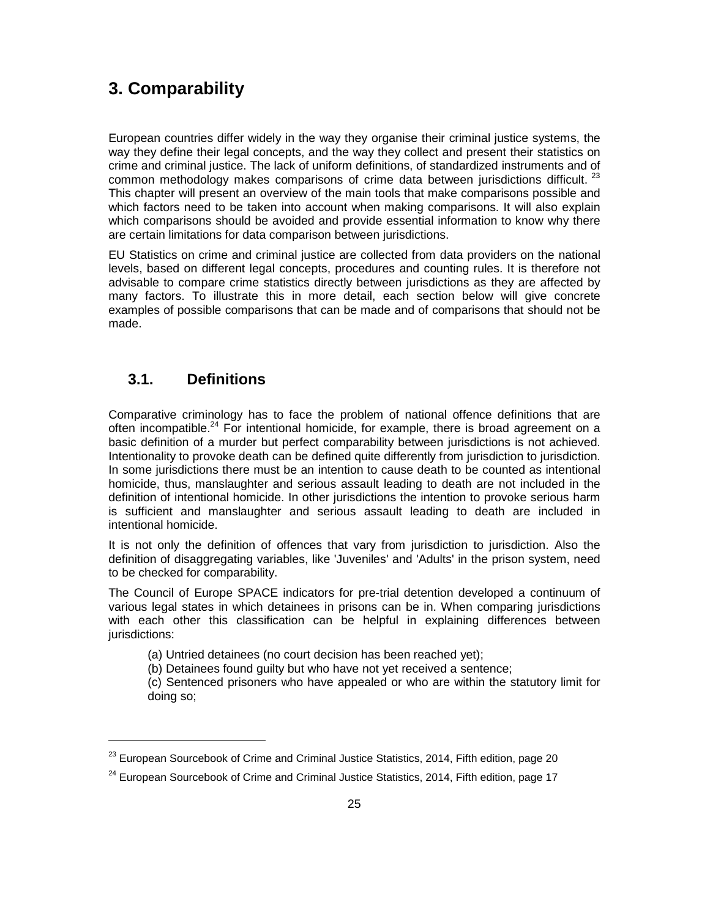# 3. Comparability

European countries differ widely in the way they organise their criminal justice systems, the way they define their legal concepts, and the way they collect and present their statistics on crime and criminal justice. The lack of uniform definitions, of standardized instruments and of common methodology makes comparisons of crime data between jurisdictions difficult. [23] This chapter will present an overview of the main tools that make comparisons possible and which factors need to be taken into account when making comparisons. It will also explain which comparisons should be avoided and provide essential information to know why there are certain limitations for data comparison between jurisdictions.

EU Statistics on crime and criminal justice are collected from data providers on the national levels, based on different legal concepts, procedures and counting rules. It is therefore not advisable to compare crime statistics directly between jurisdictions as they are affected by many factors. To illustrate this in more detail, each section below will give concrete examples of possible comparisons that can be made and of comparisons that should not be made.

## 3.1. Definitions

Comparative criminology has to face the problem of national offence definitions that are often incompatible.[24] For intentional homicide, for example, there is broad agreement on a basic definition of a murder but perfect comparability between jurisdictions is not achieved. Intentionality to provoke death can be defined quite differently from jurisdiction to jurisdiction. In some jurisdictions there must be an intention to cause death to be counted as intentional homicide, thus, manslaughter and serious assault leading to death are not included in the definition of intentional homicide. In other jurisdictions the intention to provoke serious harm is sufficient and manslaughter and serious assault leading to death are included in intentional homicide.

It is not only the definition of offences that vary from jurisdiction to jurisdiction. Also the definition of disaggregating variables, like 'Juveniles' and 'Adults' in the prison system, need to be checked for comparability.

The Council of Europe SPACE indicators for pre-trial detention developed a continuum of various legal states in which detainees in prisons can be in. When comparing jurisdictions with each other this classification can be helpful in explaining differences between jurisdictions:

(a) Untried detainees (no court decision has been reached yet);
(b) Detainees found guilty but who have not yet received a sentence;
(c) Sentenced prisoners who have appealed or who are within the statutory limit for doing so;

[23] European Sourcebook of Crime and Criminal Justice Statistics, 2014, Fifth edition, page 20

[24] European Sourcebook of Crime and Criminal Justice Statistics, 2014, Fifth edition, page 17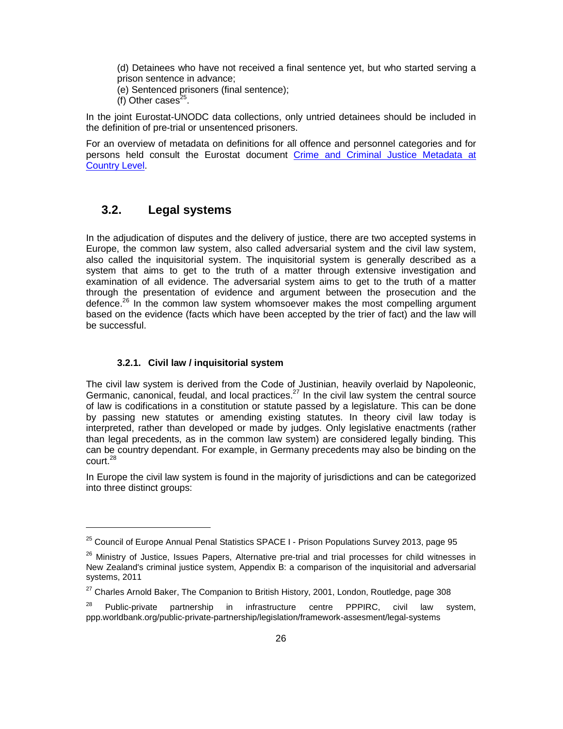(d) Detainees who have not received a final sentence yet, but who started serving a prison sentence in advance;

(e) Sentenced prisoners (final sentence);

(f) Other cases[25].

In the joint Eurostat-UNODC data collections, only untried detainees should be included in the definition of pre-trial or unsentenced prisoners.

For an overview of metadata on definitions for all offence and personnel categories and for persons held consult the Eurostat document [Crime and Criminal Justice Metadata at Country Level](#).

## 3.2. Legal systems

In the adjudication of disputes and the delivery of justice, there are two accepted systems in Europe, the common law system, also called adversarial system and the civil law system, also called the inquisitorial system. The inquisitorial system is generally described as a system that aims to get to the truth of a matter through extensive investigation and examination of all evidence. The adversarial system aims to get to the truth of a matter through the presentation of evidence and argument between the prosecution and the defence.[26] In the common law system whomsoever makes the most compelling argument based on the evidence (facts which have been accepted by the trier of fact) and the law will be successful.

### 3.2.1. Civil law / inquisitorial system

The civil law system is derived from the Code of Justinian, heavily overlaid by Napoleonic, Germanic, canonical, feudal, and local practices.[27] In the civil law system the central source of law is codifications in a constitution or statute passed by a legislature. This can be done by passing new statutes or amending existing statutes. In theory civil law today is interpreted, rather than developed or made by judges. Only legislative enactments (rather than legal precedents, as in the common law system) are considered legally binding. This can be country dependant. For example, in Germany precedents may also be binding on the court.[28]

In Europe the civil law system is found in the majority of jurisdictions and can be categorized into three distinct groups:

---

[25] Council of Europe Annual Penal Statistics SPACE I - Prison Populations Survey 2013, page 95

[26] Ministry of Justice, Issues Papers, Alternative pre-trial and trial processes for child witnesses in New Zealand's criminal justice system, Appendix B: a comparison of the inquisitorial and adversarial systems, 2011

[27] Charles Arnold Baker, The Companion to British History, 2001, London, Routledge, page 308

[28] Public-private partnership in infrastructure centre PPPIRC, civil law system, ppp.worldbank.org/public-private-partnership/legislation/framework-assesment/legal-systems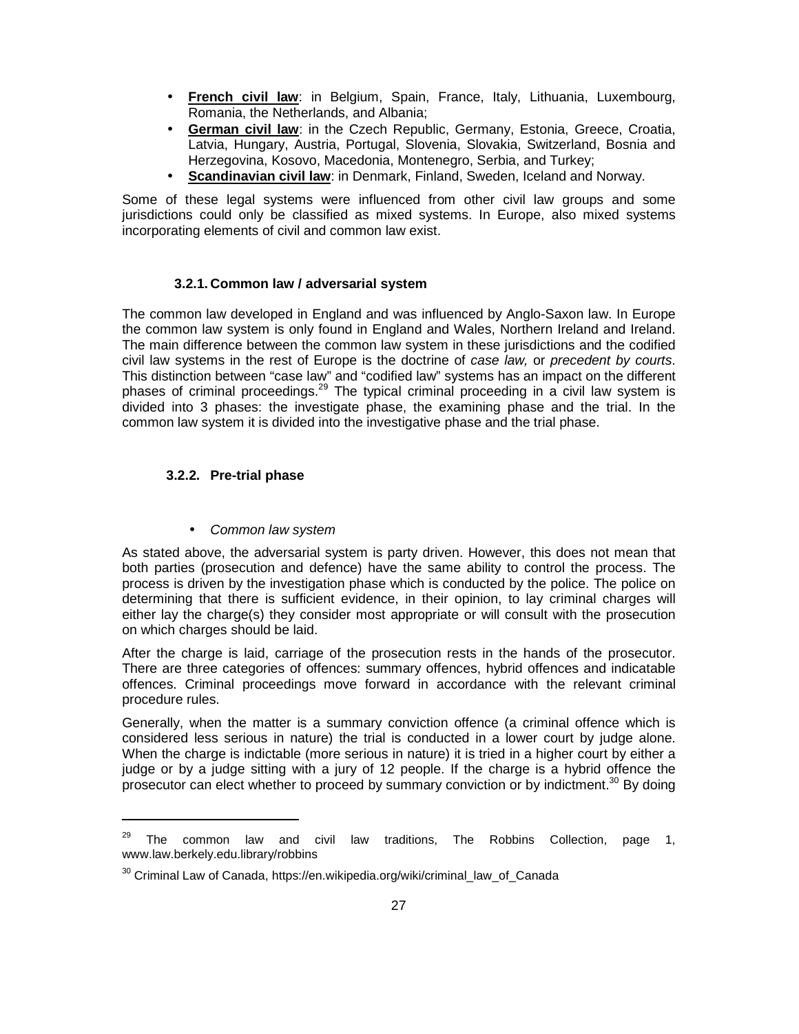- **French civil law**: in Belgium, Spain, France, Italy, Lithuania, Luxembourg, Romania, the Netherlands, and Albania;
- **German civil law**: in the Czech Republic, Germany, Estonia, Greece, Croatia, Latvia, Hungary, Austria, Portugal, Slovenia, Slovakia, Switzerland, Bosnia and Herzegovina, Kosovo, Macedonia, Montenegro, Serbia, and Turkey;
- **Scandinavian civil law**: in Denmark, Finland, Sweden, Iceland and Norway.

Some of these legal systems were influenced from other civil law groups and some jurisdictions could only be classified as mixed systems. In Europe, also mixed systems incorporating elements of civil and common law exist.

### 3.2.1. Common law / adversarial system

The common law developed in England and was influenced by Anglo-Saxon law. In Europe the common law system is only found in England and Wales, Northern Ireland and Ireland. The main difference between the common law system in these jurisdictions and the codified civil law systems in the rest of Europe is the doctrine of *case law,* or *precedent by courts*. This distinction between "case law" and "codified law" systems has an impact on the different phases of criminal proceedings.[29] The typical criminal proceeding in a civil law system is divided into 3 phases: the investigate phase, the examining phase and the trial. In the common law system it is divided into the investigative phase and the trial phase.

### 3.2.2. Pre-trial phase

- *Common law system*

As stated above, the adversarial system is party driven. However, this does not mean that both parties (prosecution and defence) have the same ability to control the process. The process is driven by the investigation phase which is conducted by the police. The police on determining that there is sufficient evidence, in their opinion, to lay criminal charges will either lay the charge(s) they consider most appropriate or will consult with the prosecution on which charges should be laid.

After the charge is laid, carriage of the prosecution rests in the hands of the prosecutor. There are three categories of offences: summary offences, hybrid offences and indicatable offences. Criminal proceedings move forward in accordance with the relevant criminal procedure rules.

Generally, when the matter is a summary conviction offence (a criminal offence which is considered less serious in nature) the trial is conducted in a lower court by judge alone. When the charge is indictable (more serious in nature) it is tried in a higher court by either a judge or by a judge sitting with a jury of 12 people. If the charge is a hybrid offence the prosecutor can elect whether to proceed by summary conviction or by indictment.[30] By doing

---

[29] The common law and civil law traditions, The Robbins Collection, page 1, www.law.berkely.edu.library/robbins

[30] Criminal Law of Canada, https://en.wikipedia.org/wiki/criminal_law_of_Canada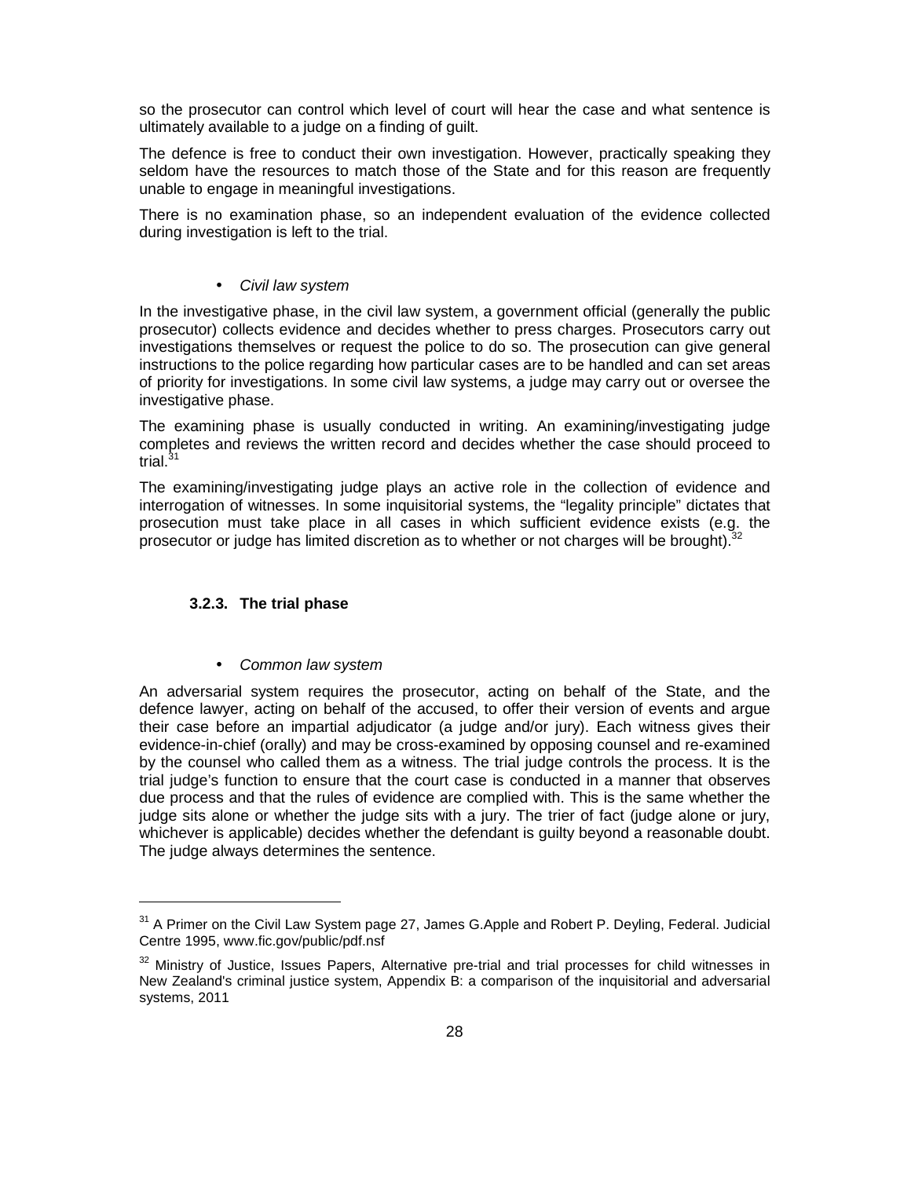so the prosecutor can control which level of court will hear the case and what sentence is ultimately available to a judge on a finding of guilt.

The defence is free to conduct their own investigation. However, practically speaking they seldom have the resources to match those of the State and for this reason are frequently unable to engage in meaningful investigations.

There is no examination phase, so an independent evaluation of the evidence collected during investigation is left to the trial.

- *Civil law system*

In the investigative phase, in the civil law system, a government official (generally the public prosecutor) collects evidence and decides whether to press charges. Prosecutors carry out investigations themselves or request the police to do so. The prosecution can give general instructions to the police regarding how particular cases are to be handled and can set areas of priority for investigations. In some civil law systems, a judge may carry out or oversee the investigative phase.

The examining phase is usually conducted in writing. An examining/investigating judge completes and reviews the written record and decides whether the case should proceed to trial.[31]

The examining/investigating judge plays an active role in the collection of evidence and interrogation of witnesses. In some inquisitorial systems, the "legality principle" dictates that prosecution must take place in all cases in which sufficient evidence exists (e.g. the prosecutor or judge has limited discretion as to whether or not charges will be brought).[32]

### 3.2.3. The trial phase

- *Common law system*

An adversarial system requires the prosecutor, acting on behalf of the State, and the defence lawyer, acting on behalf of the accused, to offer their version of events and argue their case before an impartial adjudicator (a judge and/or jury). Each witness gives their evidence-in-chief (orally) and may be cross-examined by opposing counsel and re-examined by the counsel who called them as a witness. The trial judge controls the process. It is the trial judge's function to ensure that the court case is conducted in a manner that observes due process and that the rules of evidence are complied with. This is the same whether the judge sits alone or whether the judge sits with a jury. The trier of fact (judge alone or jury, whichever is applicable) decides whether the defendant is guilty beyond a reasonable doubt. The judge always determines the sentence.

---

[31] A Primer on the Civil Law System page 27, James G.Apple and Robert P. Deyling, Federal. Judicial Centre 1995, www.fic.gov/public/pdf.nsf

[32] Ministry of Justice, Issues Papers, Alternative pre-trial and trial processes for child witnesses in New Zealand's criminal justice system, Appendix B: a comparison of the inquisitorial and adversarial systems, 2011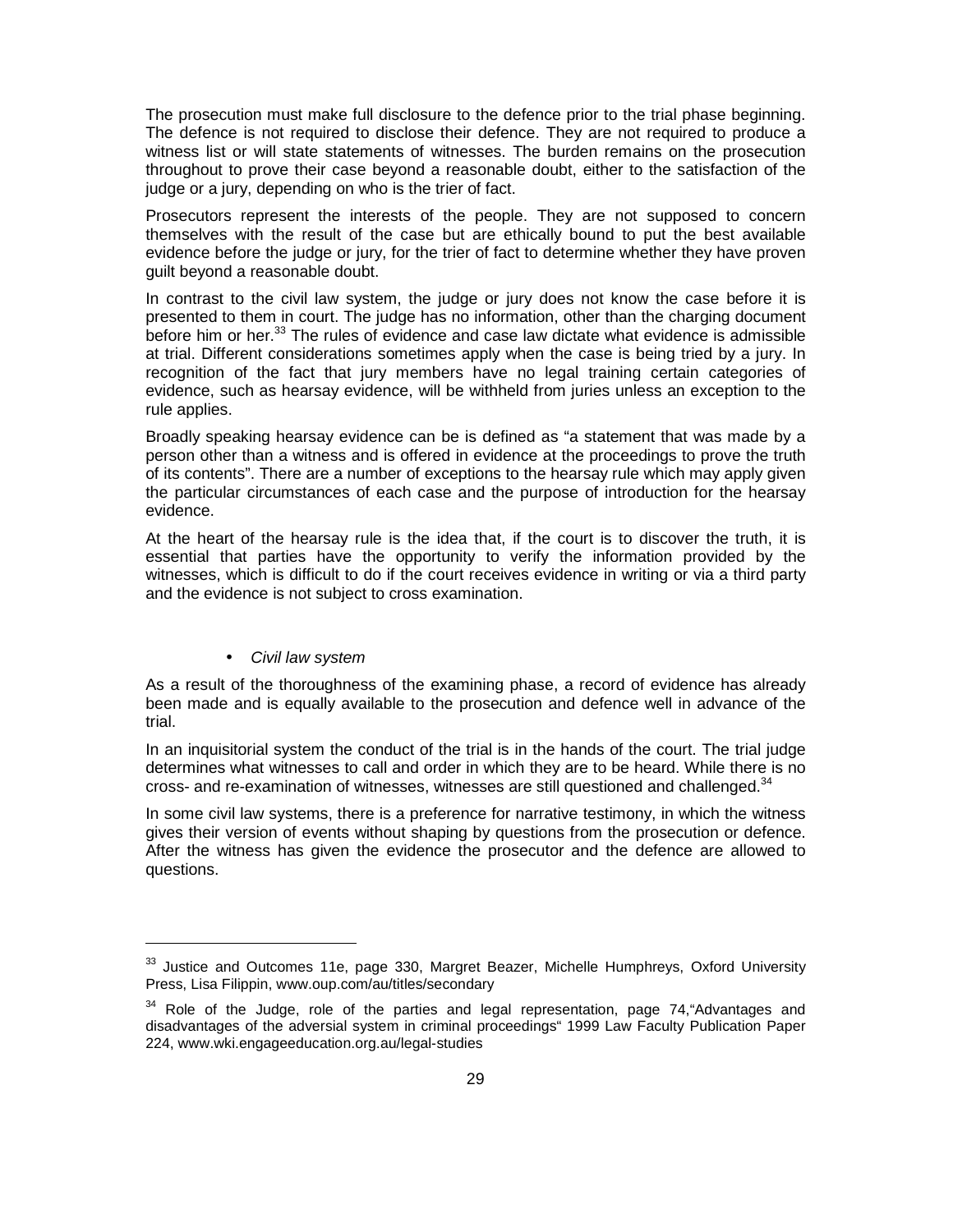The prosecution must make full disclosure to the defence prior to the trial phase beginning. The defence is not required to disclose their defence. They are not required to produce a witness list or will state statements of witnesses. The burden remains on the prosecution throughout to prove their case beyond a reasonable doubt, either to the satisfaction of the judge or a jury, depending on who is the trier of fact.

Prosecutors represent the interests of the people. They are not supposed to concern themselves with the result of the case but are ethically bound to put the best available evidence before the judge or jury, for the trier of fact to determine whether they have proven guilt beyond a reasonable doubt.

In contrast to the civil law system, the judge or jury does not know the case before it is presented to them in court. The judge has no information, other than the charging document before him or her.[33] The rules of evidence and case law dictate what evidence is admissible at trial. Different considerations sometimes apply when the case is being tried by a jury. In recognition of the fact that jury members have no legal training certain categories of evidence, such as hearsay evidence, will be withheld from juries unless an exception to the rule applies.

Broadly speaking hearsay evidence can be is defined as "a statement that was made by a person other than a witness and is offered in evidence at the proceedings to prove the truth of its contents". There are a number of exceptions to the hearsay rule which may apply given the particular circumstances of each case and the purpose of introduction for the hearsay evidence.

At the heart of the hearsay rule is the idea that, if the court is to discover the truth, it is essential that parties have the opportunity to verify the information provided by the witnesses, which is difficult to do if the court receives evidence in writing or via a third party and the evidence is not subject to cross examination.

- *Civil law system*

As a result of the thoroughness of the examining phase, a record of evidence has already been made and is equally available to the prosecution and defence well in advance of the trial.

In an inquisitorial system the conduct of the trial is in the hands of the court. The trial judge determines what witnesses to call and order in which they are to be heard. While there is no cross- and re-examination of witnesses, witnesses are still questioned and challenged.[34]

In some civil law systems, there is a preference for narrative testimony, in which the witness gives their version of events without shaping by questions from the prosecution or defence. After the witness has given the evidence the prosecutor and the defence are allowed to questions.

---

[33] Justice and Outcomes 11e, page 330, Margret Beazer, Michelle Humphreys, Oxford University Press, Lisa Filippin, www.oup.com/au/titles/secondary

[34] Role of the Judge, role of the parties and legal representation, page 74,"Advantages and disadvantages of the adversial system in criminal proceedings" 1999 Law Faculty Publication Paper 224, www.wki.engageeducation.org.au/legal-studies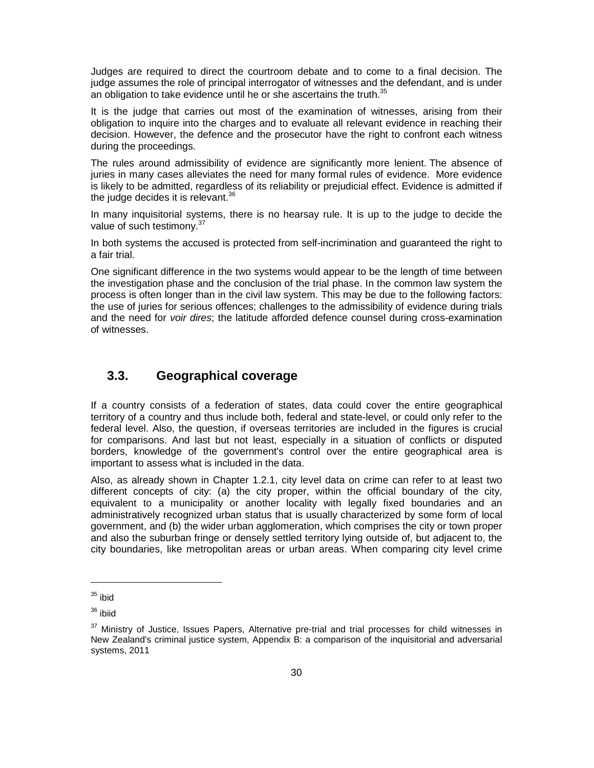Judges are required to direct the courtroom debate and to come to a final decision. The judge assumes the role of principal interrogator of witnesses and the defendant, and is under an obligation to take evidence until he or she ascertains the truth.[35]

It is the judge that carries out most of the examination of witnesses, arising from their obligation to inquire into the charges and to evaluate all relevant evidence in reaching their decision. However, the defence and the prosecutor have the right to confront each witness during the proceedings.

The rules around admissibility of evidence are significantly more lenient. The absence of juries in many cases alleviates the need for many formal rules of evidence. More evidence is likely to be admitted, regardless of its reliability or prejudicial effect. Evidence is admitted if the judge decides it is relevant.[36]

In many inquisitorial systems, there is no hearsay rule. It is up to the judge to decide the value of such testimony.[37]

In both systems the accused is protected from self-incrimination and guaranteed the right to a fair trial.

One significant difference in the two systems would appear to be the length of time between the investigation phase and the conclusion of the trial phase. In the common law system the process is often longer than in the civil law system. This may be due to the following factors: the use of juries for serious offences; challenges to the admissibility of evidence during trials and the need for *voir dires*; the latitude afforded defence counsel during cross-examination of witnesses.

## 3.3. Geographical coverage

If a country consists of a federation of states, data could cover the entire geographical territory of a country and thus include both, federal and state-level, or could only refer to the federal level. Also, the question, if overseas territories are included in the figures is crucial for comparisons. And last but not least, especially in a situation of conflicts or disputed borders, knowledge of the government's control over the entire geographical area is important to assess what is included in the data.

Also, as already shown in Chapter 1.2.1, city level data on crime can refer to at least two different concepts of city: (a) the city proper, within the official boundary of the city, equivalent to a municipality or another locality with legally fixed boundaries and an administratively recognized urban status that is usually characterized by some form of local government, and (b) the wider urban agglomeration, which comprises the city or town proper and also the suburban fringe or densely settled territory lying outside of, but adjacent to, the city boundaries, like metropolitan areas or urban areas. When comparing city level crime

---

[35] ibid

[36] ibiid

[37] Ministry of Justice, Issues Papers, Alternative pre-trial and trial processes for child witnesses in New Zealand's criminal justice system, Appendix B: a comparison of the inquisitorial and adversarial systems, 2011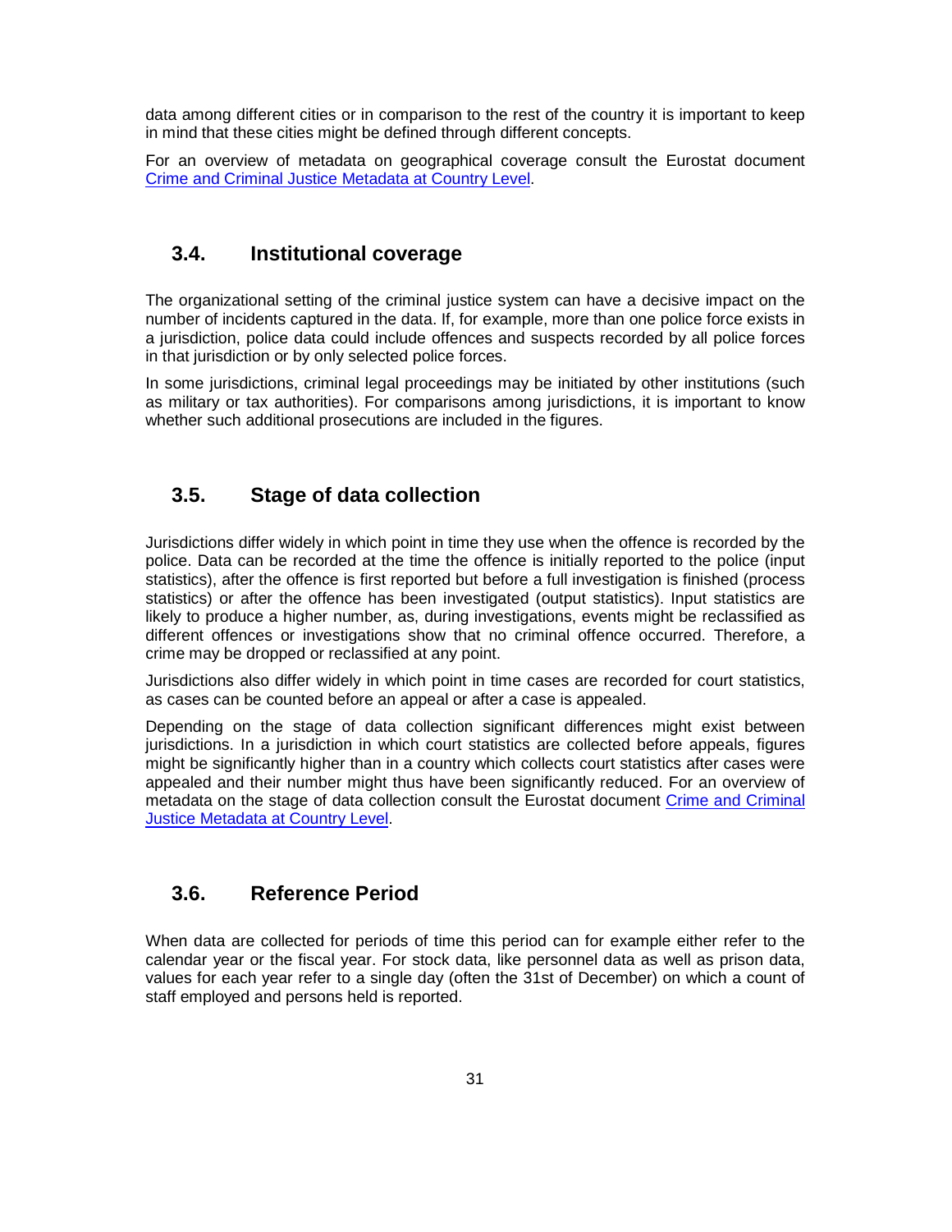data among different cities or in comparison to the rest of the country it is important to keep in mind that these cities might be defined through different concepts.

For an overview of metadata on geographical coverage consult the Eurostat document [Crime and Criminal Justice Metadata at Country Level](Crime and Criminal Justice Metadata at Country Level).

## 3.4. Institutional coverage

The organizational setting of the criminal justice system can have a decisive impact on the number of incidents captured in the data. If, for example, more than one police force exists in a jurisdiction, police data could include offences and suspects recorded by all police forces in that jurisdiction or by only selected police forces.

In some jurisdictions, criminal legal proceedings may be initiated by other institutions (such as military or tax authorities). For comparisons among jurisdictions, it is important to know whether such additional prosecutions are included in the figures.

## 3.5. Stage of data collection

Jurisdictions differ widely in which point in time they use when the offence is recorded by the police. Data can be recorded at the time the offence is initially reported to the police (input statistics), after the offence is first reported but before a full investigation is finished (process statistics) or after the offence has been investigated (output statistics). Input statistics are likely to produce a higher number, as, during investigations, events might be reclassified as different offences or investigations show that no criminal offence occurred. Therefore, a crime may be dropped or reclassified at any point.

Jurisdictions also differ widely in which point in time cases are recorded for court statistics, as cases can be counted before an appeal or after a case is appealed.

Depending on the stage of data collection significant differences might exist between jurisdictions. In a jurisdiction in which court statistics are collected before appeals, figures might be significantly higher than in a country which collects court statistics after cases were appealed and their number might thus have been significantly reduced. For an overview of metadata on the stage of data collection consult the Eurostat document Crime and Criminal Justice Metadata at Country Level.

## 3.6. Reference Period

When data are collected for periods of time this period can for example either refer to the calendar year or the fiscal year. For stock data, like personnel data as well as prison data, values for each year refer to a single day (often the 31st of December) on which a count of staff employed and persons held is reported.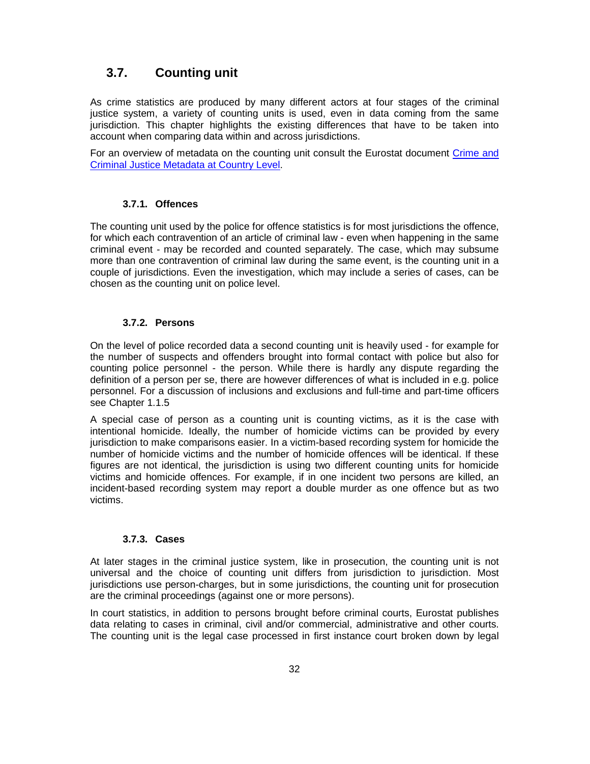## 3.7. Counting unit

As crime statistics are produced by many different actors at four stages of the criminal justice system, a variety of counting units is used, even in data coming from the same jurisdiction. This chapter highlights the existing differences that have to be taken into account when comparing data within and across jurisdictions.

For an overview of metadata on the counting unit consult the Eurostat document [Crime and Criminal Justice Metadata at Country Level](Crime and Criminal Justice Metadata at Country Level).

### 3.7.1. Offences

The counting unit used by the police for offence statistics is for most jurisdictions the offence, for which each contravention of an article of criminal law - even when happening in the same criminal event - may be recorded and counted separately. The case, which may subsume more than one contravention of criminal law during the same event, is the counting unit in a couple of jurisdictions. Even the investigation, which may include a series of cases, can be chosen as the counting unit on police level.

### 3.7.2. Persons

On the level of police recorded data a second counting unit is heavily used - for example for the number of suspects and offenders brought into formal contact with police but also for counting police personnel - the person. While there is hardly any dispute regarding the definition of a person per se, there are however differences of what is included in e.g. police personnel. For a discussion of inclusions and exclusions and full-time and part-time officers see Chapter 1.1.5

A special case of person as a counting unit is counting victims, as it is the case with intentional homicide. Ideally, the number of homicide victims can be provided by every jurisdiction to make comparisons easier. In a victim-based recording system for homicide the number of homicide victims and the number of homicide offences will be identical. If these figures are not identical, the jurisdiction is using two different counting units for homicide victims and homicide offences. For example, if in one incident two persons are killed, an incident-based recording system may report a double murder as one offence but as two victims.

### 3.7.3. Cases

At later stages in the criminal justice system, like in prosecution, the counting unit is not universal and the choice of counting unit differs from jurisdiction to jurisdiction. Most jurisdictions use person-charges, but in some jurisdictions, the counting unit for prosecution are the criminal proceedings (against one or more persons).

In court statistics, in addition to persons brought before criminal courts, Eurostat publishes data relating to cases in criminal, civil and/or commercial, administrative and other courts. The counting unit is the legal case processed in first instance court broken down by legal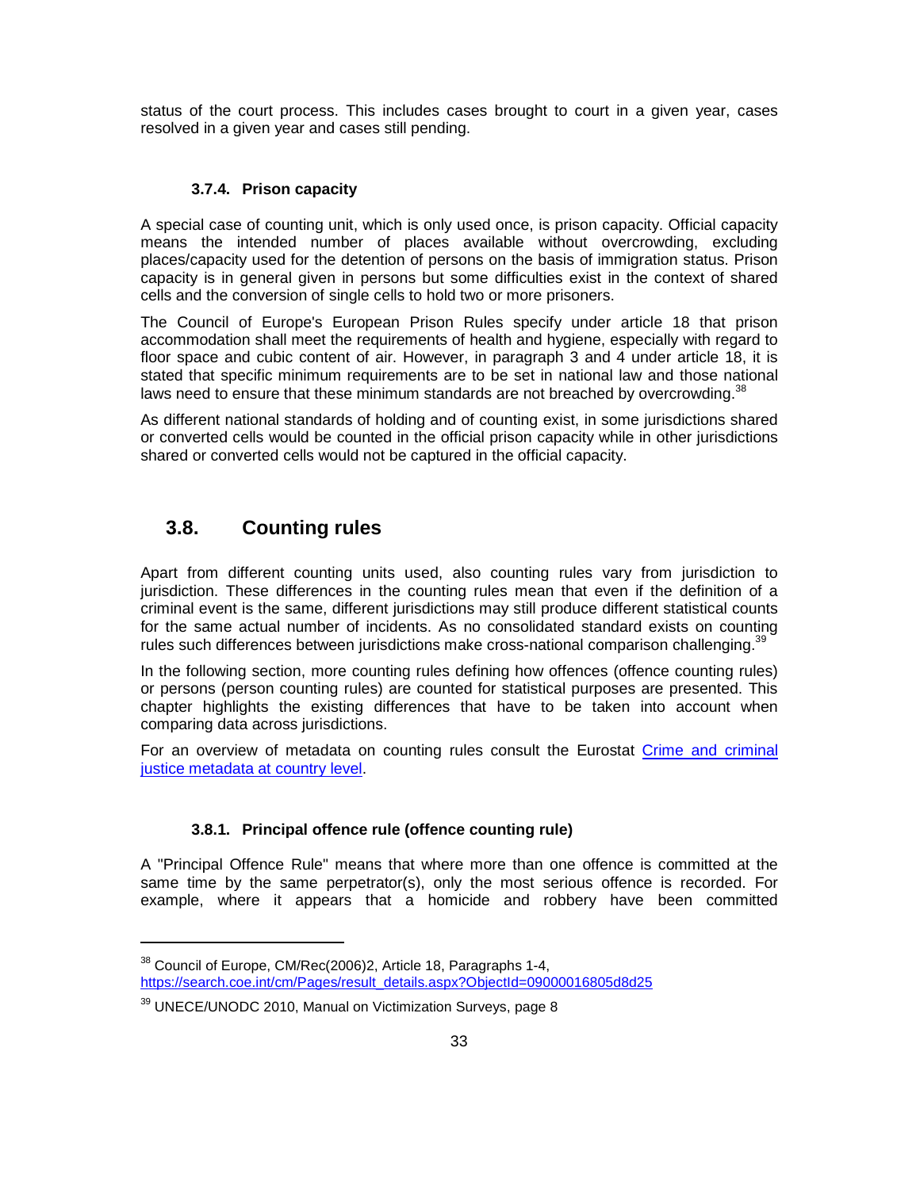status of the court process. This includes cases brought to court in a given year, cases resolved in a given year and cases still pending.

#### 3.7.4. Prison capacity

A special case of counting unit, which is only used once, is prison capacity. Official capacity means the intended number of places available without overcrowding, excluding places/capacity used for the detention of persons on the basis of immigration status. Prison capacity is in general given in persons but some difficulties exist in the context of shared cells and the conversion of single cells to hold two or more prisoners.

The Council of Europe's European Prison Rules specify under article 18 that prison accommodation shall meet the requirements of health and hygiene, especially with regard to floor space and cubic content of air. However, in paragraph 3 and 4 under article 18, it is stated that specific minimum requirements are to be set in national law and those national laws need to ensure that these minimum standards are not breached by overcrowding.[38]

As different national standards of holding and of counting exist, in some jurisdictions shared or converted cells would be counted in the official prison capacity while in other jurisdictions shared or converted cells would not be captured in the official capacity.

## 3.8. Counting rules

Apart from different counting units used, also counting rules vary from jurisdiction to jurisdiction. These differences in the counting rules mean that even if the definition of a criminal event is the same, different jurisdictions may still produce different statistical counts for the same actual number of incidents. As no consolidated standard exists on counting rules such differences between jurisdictions make cross-national comparison challenging.[39]

In the following section, more counting rules defining how offences (offence counting rules) or persons (person counting rules) are counted for statistical purposes are presented. This chapter highlights the existing differences that have to be taken into account when comparing data across jurisdictions.

For an overview of metadata on counting rules consult the Eurostat [Crime and criminal justice metadata at country level](#).

#### 3.8.1. Principal offence rule (offence counting rule)

A "Principal Offence Rule" means that where more than one offence is committed at the same time by the same perpetrator(s), only the most serious offence is recorded. For example, where it appears that a homicide and robbery have been committed

---

[38] Council of Europe, CM/Rec(2006)2, Article 18, Paragraphs 1-4, https://search.coe.int/cm/Pages/result_details.aspx?ObjectId=09000016805d8d25

[39] UNECE/UNODC 2010, Manual on Victimization Surveys, page 8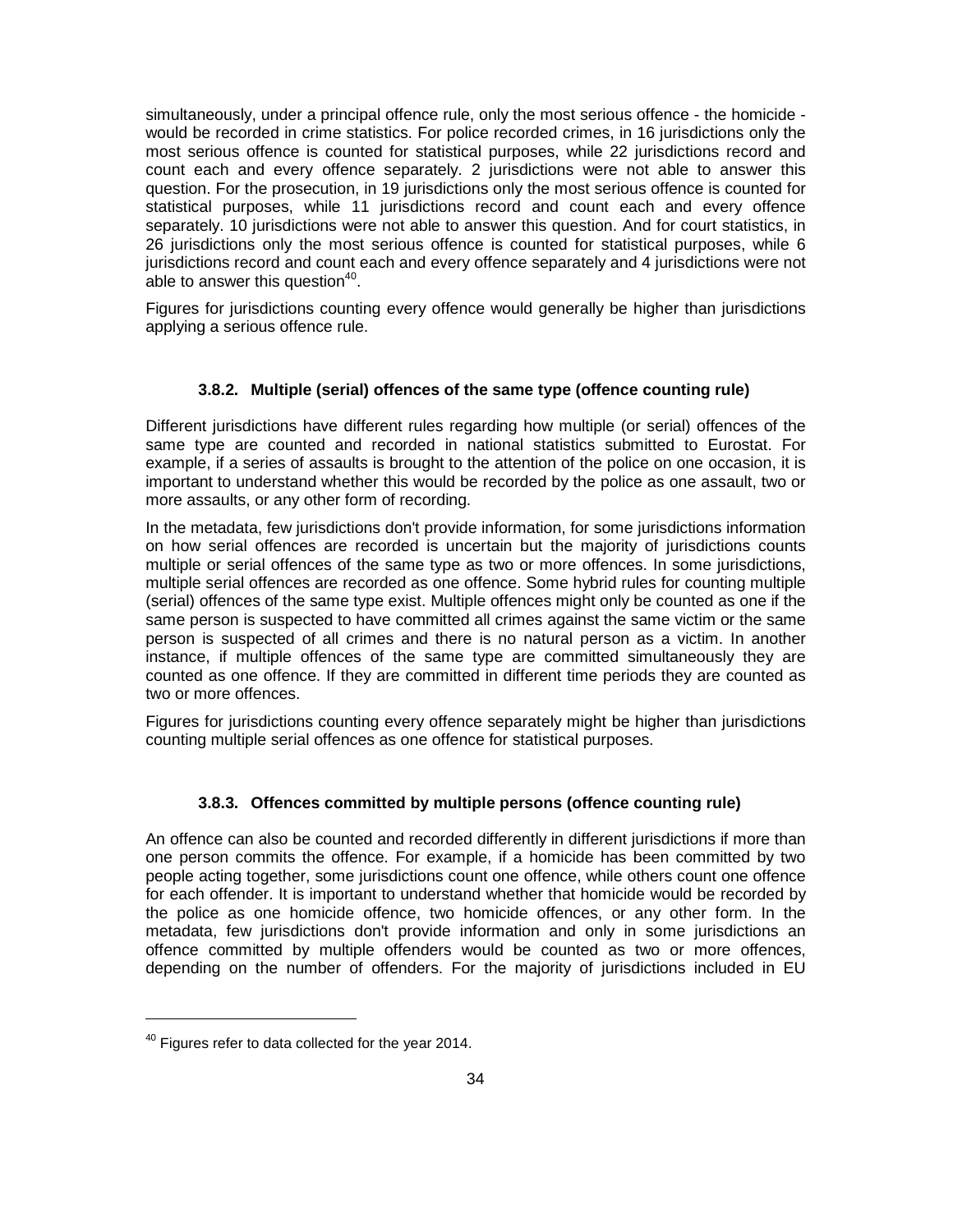simultaneously, under a principal offence rule, only the most serious offence - the homicide - would be recorded in crime statistics. For police recorded crimes, in 16 jurisdictions only the most serious offence is counted for statistical purposes, while 22 jurisdictions record and count each and every offence separately. 2 jurisdictions were not able to answer this question. For the prosecution, in 19 jurisdictions only the most serious offence is counted for statistical purposes, while 11 jurisdictions record and count each and every offence separately. 10 jurisdictions were not able to answer this question. And for court statistics, in 26 jurisdictions only the most serious offence is counted for statistical purposes, while 6 jurisdictions record and count each and every offence separately and 4 jurisdictions were not able to answer this question[40].

Figures for jurisdictions counting every offence would generally be higher than jurisdictions applying a serious offence rule.

### 3.8.2. Multiple (serial) offences of the same type (offence counting rule)

Different jurisdictions have different rules regarding how multiple (or serial) offences of the same type are counted and recorded in national statistics submitted to Eurostat. For example, if a series of assaults is brought to the attention of the police on one occasion, it is important to understand whether this would be recorded by the police as one assault, two or more assaults, or any other form of recording.

In the metadata, few jurisdictions don't provide information, for some jurisdictions information on how serial offences are recorded is uncertain but the majority of jurisdictions counts multiple or serial offences of the same type as two or more offences. In some jurisdictions, multiple serial offences are recorded as one offence. Some hybrid rules for counting multiple (serial) offences of the same type exist. Multiple offences might only be counted as one if the same person is suspected to have committed all crimes against the same victim or the same person is suspected of all crimes and there is no natural person as a victim. In another instance, if multiple offences of the same type are committed simultaneously they are counted as one offence. If they are committed in different time periods they are counted as two or more offences.

Figures for jurisdictions counting every offence separately might be higher than jurisdictions counting multiple serial offences as one offence for statistical purposes.

### 3.8.3. Offences committed by multiple persons (offence counting rule)

An offence can also be counted and recorded differently in different jurisdictions if more than one person commits the offence. For example, if a homicide has been committed by two people acting together, some jurisdictions count one offence, while others count one offence for each offender. It is important to understand whether that homicide would be recorded by the police as one homicide offence, two homicide offences, or any other form. In the metadata, few jurisdictions don't provide information and only in some jurisdictions an offence committed by multiple offenders would be counted as two or more offences, depending on the number of offenders. For the majority of jurisdictions included in EU

[40] Figures refer to data collected for the year 2014.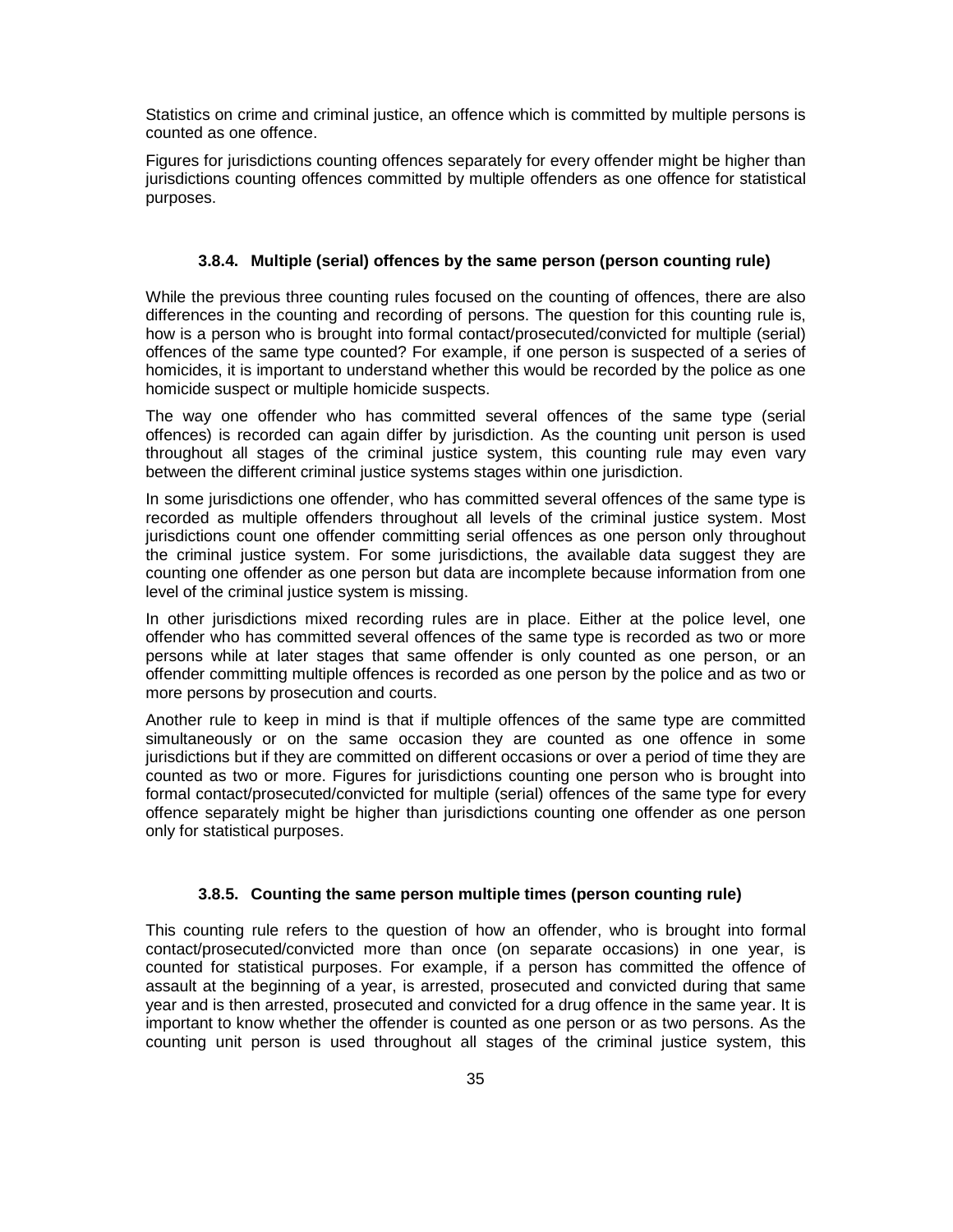Statistics on crime and criminal justice, an offence which is committed by multiple persons is counted as one offence.

Figures for jurisdictions counting offences separately for every offender might be higher than jurisdictions counting offences committed by multiple offenders as one offence for statistical purposes.

### 3.8.4. Multiple (serial) offences by the same person (person counting rule)

While the previous three counting rules focused on the counting of offences, there are also differences in the counting and recording of persons. The question for this counting rule is, how is a person who is brought into formal contact/prosecuted/convicted for multiple (serial) offences of the same type counted? For example, if one person is suspected of a series of homicides, it is important to understand whether this would be recorded by the police as one homicide suspect or multiple homicide suspects.

The way one offender who has committed several offences of the same type (serial offences) is recorded can again differ by jurisdiction. As the counting unit person is used throughout all stages of the criminal justice system, this counting rule may even vary between the different criminal justice systems stages within one jurisdiction.

In some jurisdictions one offender, who has committed several offences of the same type is recorded as multiple offenders throughout all levels of the criminal justice system. Most jurisdictions count one offender committing serial offences as one person only throughout the criminal justice system. For some jurisdictions, the available data suggest they are counting one offender as one person but data are incomplete because information from one level of the criminal justice system is missing.

In other jurisdictions mixed recording rules are in place. Either at the police level, one offender who has committed several offences of the same type is recorded as two or more persons while at later stages that same offender is only counted as one person, or an offender committing multiple offences is recorded as one person by the police and as two or more persons by prosecution and courts.

Another rule to keep in mind is that if multiple offences of the same type are committed simultaneously or on the same occasion they are counted as one offence in some jurisdictions but if they are committed on different occasions or over a period of time they are counted as two or more. Figures for jurisdictions counting one person who is brought into formal contact/prosecuted/convicted for multiple (serial) offences of the same type for every offence separately might be higher than jurisdictions counting one offender as one person only for statistical purposes.

### 3.8.5. Counting the same person multiple times (person counting rule)

This counting rule refers to the question of how an offender, who is brought into formal contact/prosecuted/convicted more than once (on separate occasions) in one year, is counted for statistical purposes. For example, if a person has committed the offence of assault at the beginning of a year, is arrested, prosecuted and convicted during that same year and is then arrested, prosecuted and convicted for a drug offence in the same year. It is important to know whether the offender is counted as one person or as two persons. As the counting unit person is used throughout all stages of the criminal justice system, this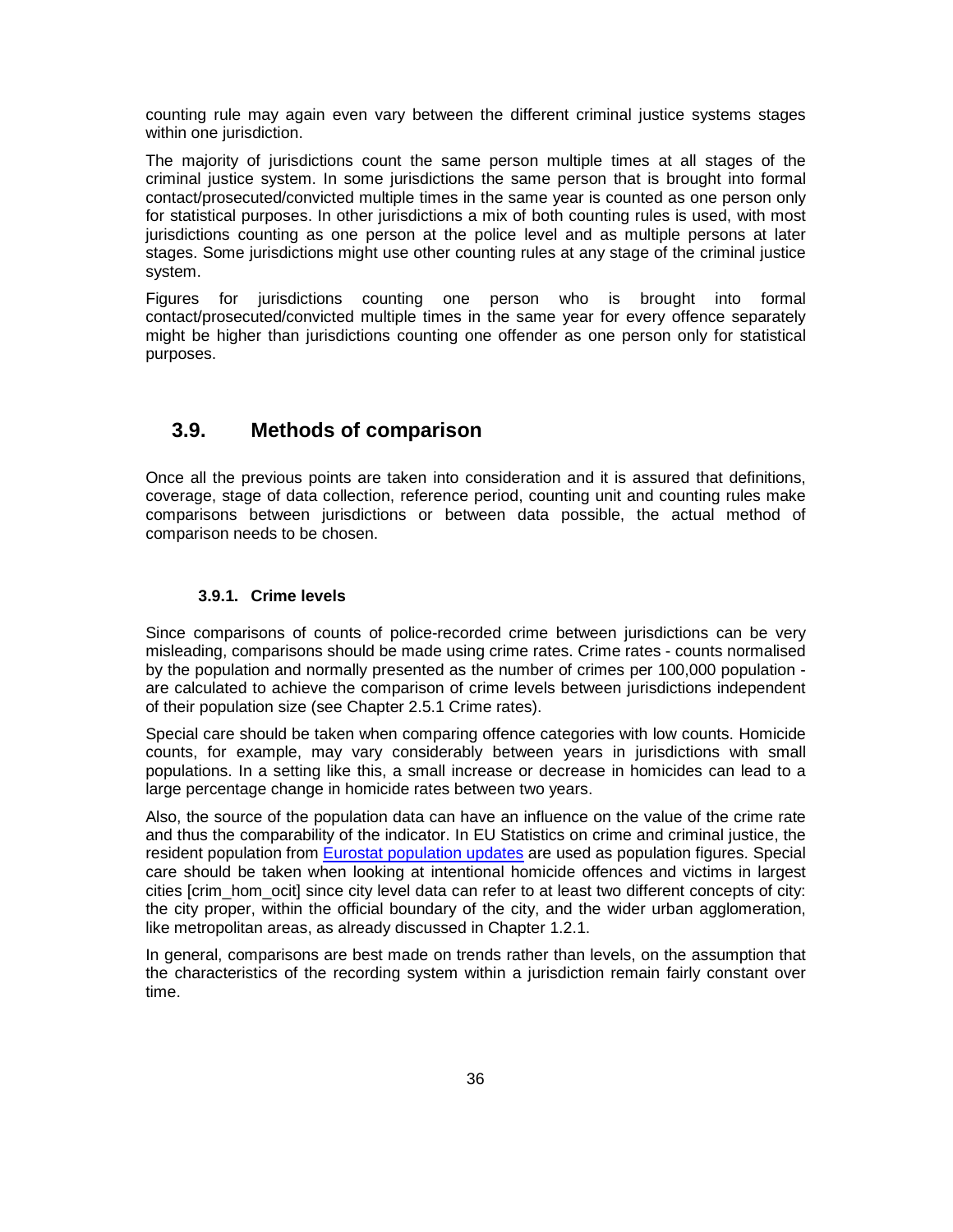counting rule may again even vary between the different criminal justice systems stages within one jurisdiction.

The majority of jurisdictions count the same person multiple times at all stages of the criminal justice system. In some jurisdictions the same person that is brought into formal contact/prosecuted/convicted multiple times in the same year is counted as one person only for statistical purposes. In other jurisdictions a mix of both counting rules is used, with most jurisdictions counting as one person at the police level and as multiple persons at later stages. Some jurisdictions might use other counting rules at any stage of the criminal justice system.

Figures for jurisdictions counting one person who is brought into formal contact/prosecuted/convicted multiple times in the same year for every offence separately might be higher than jurisdictions counting one offender as one person only for statistical purposes.

## 3.9. Methods of comparison

Once all the previous points are taken into consideration and it is assured that definitions, coverage, stage of data collection, reference period, counting unit and counting rules make comparisons between jurisdictions or between data possible, the actual method of comparison needs to be chosen.

### 3.9.1. Crime levels

Since comparisons of counts of police-recorded crime between jurisdictions can be very misleading, comparisons should be made using crime rates. Crime rates - counts normalised by the population and normally presented as the number of crimes per 100,000 population - are calculated to achieve the comparison of crime levels between jurisdictions independent of their population size (see Chapter 2.5.1 Crime rates).

Special care should be taken when comparing offence categories with low counts. Homicide counts, for example, may vary considerably between years in jurisdictions with small populations. In a setting like this, a small increase or decrease in homicides can lead to a large percentage change in homicide rates between two years.

Also, the source of the population data can have an influence on the value of the crime rate and thus the comparability of the indicator. In EU Statistics on crime and criminal justice, the resident population from Eurostat population updates are used as population figures. Special care should be taken when looking at intentional homicide offences and victims in largest cities [crim_hom_ocit] since city level data can refer to at least two different concepts of city: the city proper, within the official boundary of the city, and the wider urban agglomeration, like metropolitan areas, as already discussed in Chapter 1.2.1.

In general, comparisons are best made on trends rather than levels, on the assumption that the characteristics of the recording system within a jurisdiction remain fairly constant over time.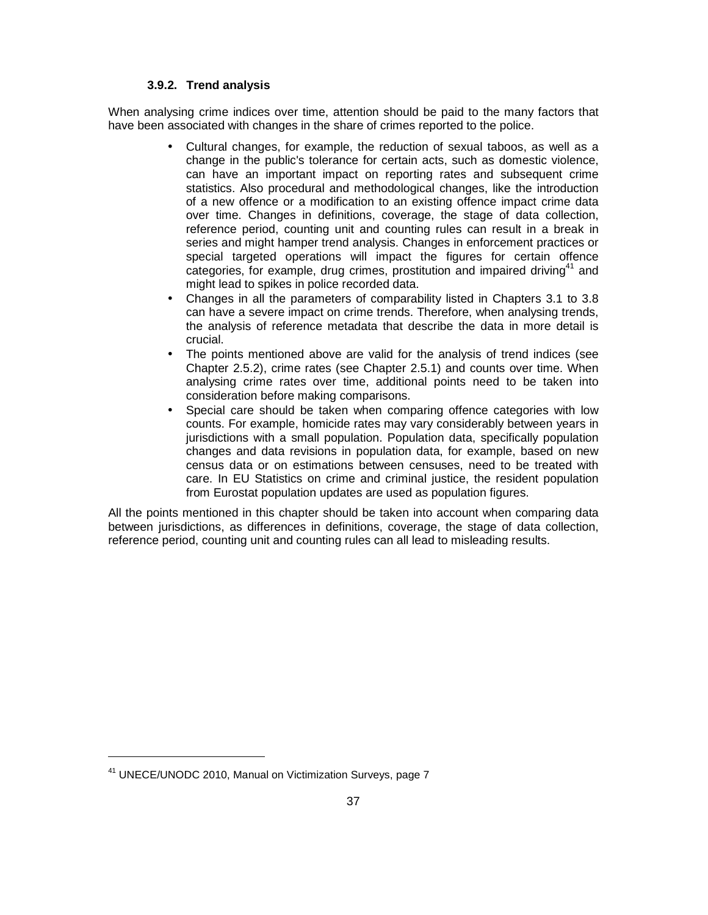### 3.9.2. Trend analysis

When analysing crime indices over time, attention should be paid to the many factors that have been associated with changes in the share of crimes reported to the police.

- Cultural changes, for example, the reduction of sexual taboos, as well as a change in the public's tolerance for certain acts, such as domestic violence, can have an important impact on reporting rates and subsequent crime statistics. Also procedural and methodological changes, like the introduction of a new offence or a modification to an existing offence impact crime data over time. Changes in definitions, coverage, the stage of data collection, reference period, counting unit and counting rules can result in a break in series and might hamper trend analysis. Changes in enforcement practices or special targeted operations will impact the figures for certain offence categories, for example, drug crimes, prostitution and impaired driving[41] and might lead to spikes in police recorded data.
- Changes in all the parameters of comparability listed in Chapters 3.1 to 3.8 can have a severe impact on crime trends. Therefore, when analysing trends, the analysis of reference metadata that describe the data in more detail is crucial.
- The points mentioned above are valid for the analysis of trend indices (see Chapter 2.5.2), crime rates (see Chapter 2.5.1) and counts over time. When analysing crime rates over time, additional points need to be taken into consideration before making comparisons.
- Special care should be taken when comparing offence categories with low counts. For example, homicide rates may vary considerably between years in jurisdictions with a small population. Population data, specifically population changes and data revisions in population data, for example, based on new census data or on estimations between censuses, need to be treated with care. In EU Statistics on crime and criminal justice, the resident population from Eurostat population updates are used as population figures.

All the points mentioned in this chapter should be taken into account when comparing data between jurisdictions, as differences in definitions, coverage, the stage of data collection, reference period, counting unit and counting rules can all lead to misleading results.

---

[41] UNECE/UNODC 2010, Manual on Victimization Surveys, page 7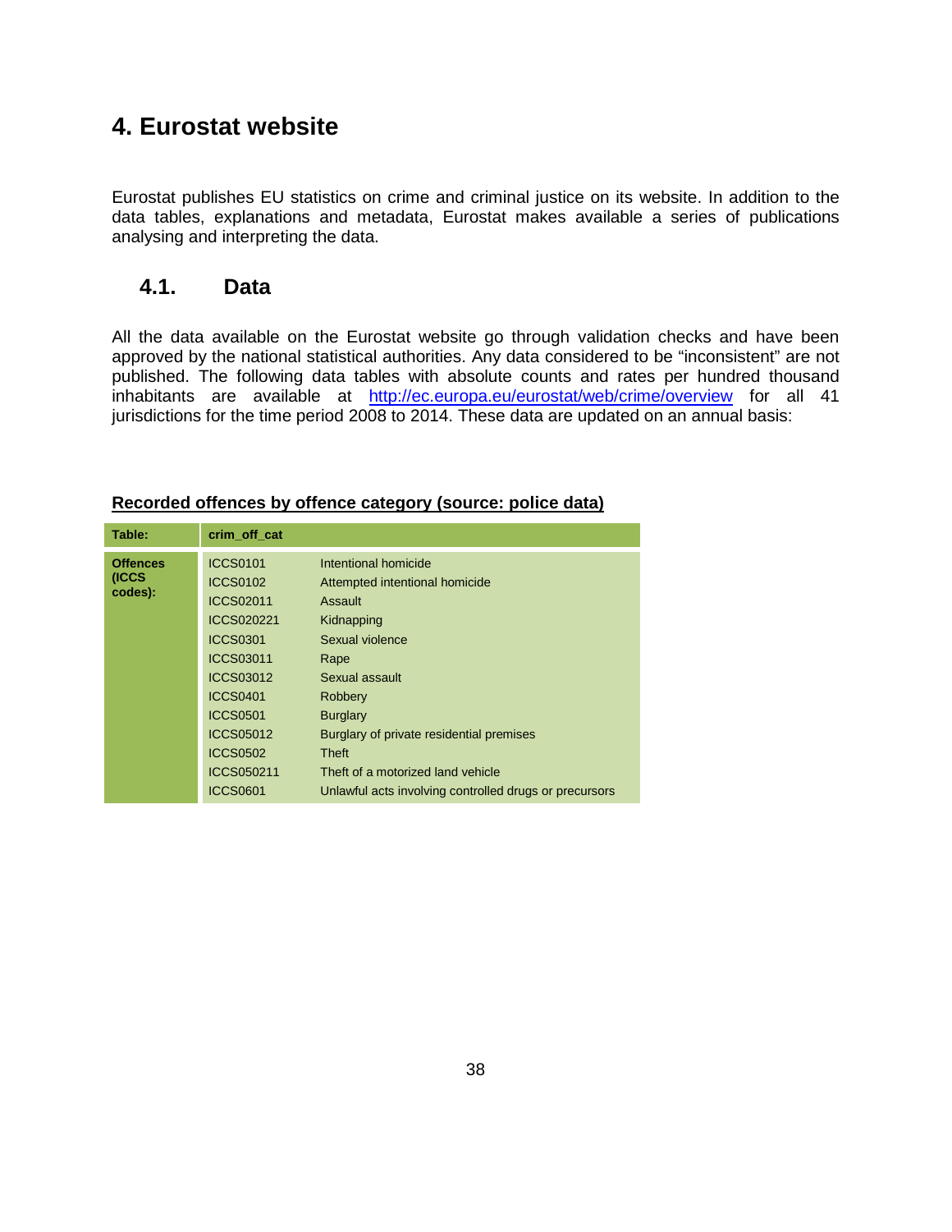# 4. Eurostat website

Eurostat publishes EU statistics on crime and criminal justice on its website. In addition to the data tables, explanations and metadata, Eurostat makes available a series of publications analysing and interpreting the data.

## 4.1. Data

All the data available on the Eurostat website go through validation checks and have been approved by the national statistical authorities. Any data considered to be "inconsistent" are not published. The following data tables with absolute counts and rates per hundred thousand inhabitants are available at http://ec.europa.eu/eurostat/web/crime/overview for all 41 jurisdictions for the time period 2008 to 2014. These data are updated on an annual basis:

**Recorded offences by offence category (source: police data)**

| **Table:** | **crim_off_cat** | |
|---|---|---|
| **Offences (ICCS codes):** | ICCS0101 | Intentional homicide |
| | ICCS0102 | Attempted intentional homicide |
| | ICCS02011 | Assault |
| | ICCS020221 | Kidnapping |
| | ICCS0301 | Sexual violence |
| | ICCS03011 | Rape |
| | ICCS03012 | Sexual assault |
| | ICCS0401 | Robbery |
| | ICCS0501 | Burglary |
| | ICCS05012 | Burglary of private residential premises |
| | ICCS0502 | Theft |
| | ICCS050211 | Theft of a motorized land vehicle |
| | ICCS0601 | Unlawful acts involving controlled drugs or precursors |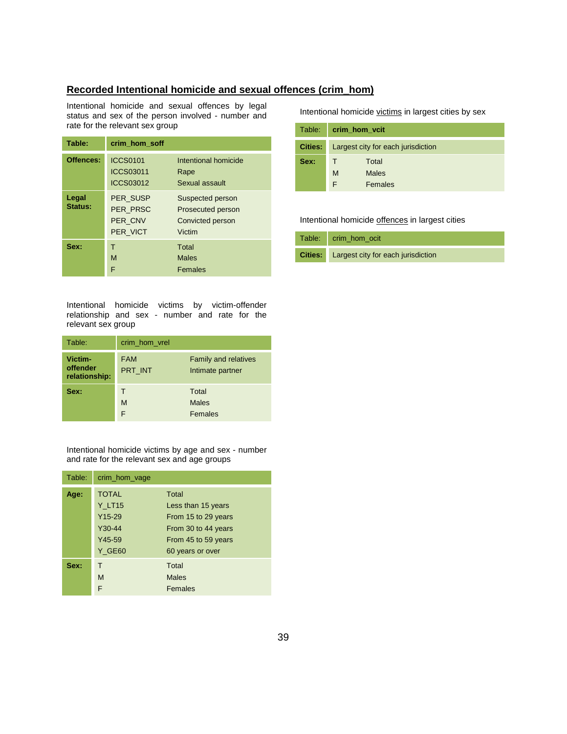## Recorded Intentional homicide and sexual offences (crim_hom)

Intentional homicide and sexual offences by legal status and sex of the person involved - number and rate for the relevant sex group

| Table: | crim_hom_soff | |
|---|---|---|
| Offences: | ICCS0101 | Intentional homicide |
| | ICCS03011 | Rape |
| | ICCS03012 | Sexual assault |
| Legal Status: | PER_SUSP | Suspected person |
| | PER_PRSC | Prosecuted person |
| | PER_CNV | Convicted person |
| | PER_VICT | Victim |
| Sex: | T | Total |
| | M | Males |
| | F | Females |

Intentional homicide victims by victim-offender relationship and sex - number and rate for the relevant sex group

| Table: | crim_hom_vrel | |
|---|---|---|
| Victim-offender relationship: | FAM | Family and relatives |
| | PRT_INT | Intimate partner |
| Sex: | T | Total |
| | M | Males |
| | F | Females |

Intentional homicide victims by age and sex - number and rate for the relevant sex and age groups

| Table: | crim_hom_vage | |
|---|---|---|
| Age: | TOTAL | Total |
| | Y_LT15 | Less than 15 years |
| | Y15-29 | From 15 to 29 years |
| | Y30-44 | From 30 to 44 years |
| | Y45-59 | From 45 to 59 years |
| | Y_GE60 | 60 years or over |
| Sex: | T | Total |
| | M | Males |
| | F | Females |

Intentional homicide victims in largest cities by sex

| Table: | crim_hom_vcit | |
|---|---|---|
| Cities: | Largest city for each jurisdiction | |
| Sex: | T | Total |
| | M | Males |
| | F | Females |

Intentional homicide offences in largest cities

| Table: | crim_hom_ocit |
|---|---|
| Cities: | Largest city for each jurisdiction |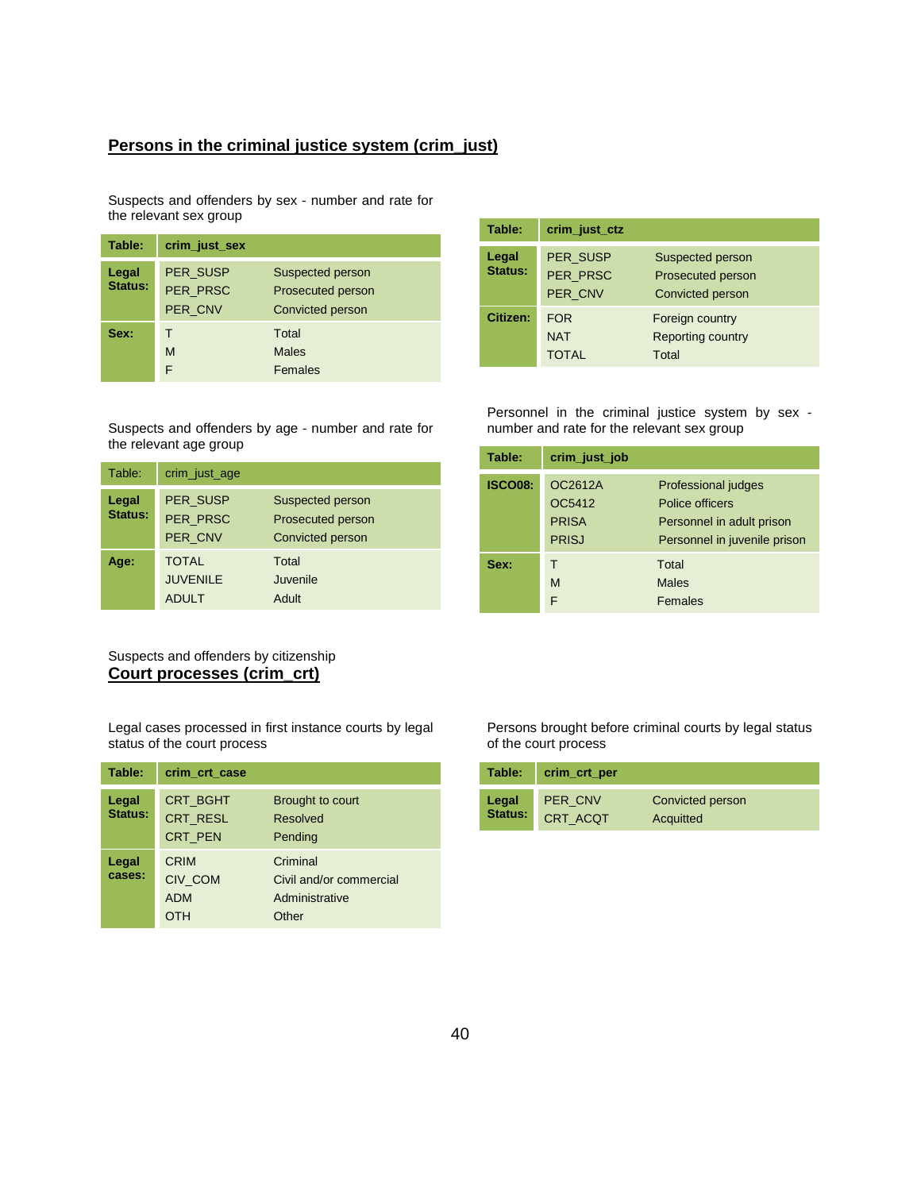## Persons in the criminal justice system (crim_just)

Suspects and offenders by sex - number and rate for the relevant sex group

| Table: | crim_just_sex | |
|---|---|---|
| Legal Status: | PER_SUSP | Suspected person |
| | PER_PRSC | Prosecuted person |
| | PER_CNV | Convicted person |
| Sex: | T | Total |
| | M | Males |
| | F | Females |

Suspects and offenders by age - number and rate for the relevant age group

| Table: | crim_just_age | |
|---|---|---|
| Legal Status: | PER_SUSP | Suspected person |
| | PER_PRSC | Prosecuted person |
| | PER_CNV | Convicted person |
| Age: | TOTAL | Total |
| | JUVENILE | Juvenile |
| | ADULT | Adult |

Suspects and offenders by citizenship

| Table: | crim_just_ctz | |
|---|---|---|
| Legal Status: | PER_SUSP | Suspected person |
| | PER_PRSC | Prosecuted person |
| | PER_CNV | Convicted person |
| Citizen: | FOR | Foreign country |
| | NAT | Reporting country |
| | TOTAL | Total |

Personnel in the criminal justice system by sex - number and rate for the relevant sex group

| Table: | crim_just_job | |
|---|---|---|
| ISCO08: | OC2612A | Professional judges |
| | OC5412 | Police officers |
| | PRISA | Personnel in adult prison |
| | PRISJ | Personnel in juvenile prison |
| Sex: | T | Total |
| | M | Males |
| | F | Females |

## Court processes (crim_crt)

Legal cases processed in first instance courts by legal status of the court process

| Table: | crim_crt_case | |
|---|---|---|
| Legal Status: | CRT_BGHT | Brought to court |
| | CRT_RESL | Resolved |
| | CRT_PEN | Pending |
| Legal cases: | CRIM | Criminal |
| | CIV_COM | Civil and/or commercial |
| | ADM | Administrative |
| | OTH | Other |

Persons brought before criminal courts by legal status of the court process

| Table: | crim_crt_per | |
|---|---|---|
| Legal Status: | PER_CNV | Convicted person |
| | CRT_ACQT | Acquitted |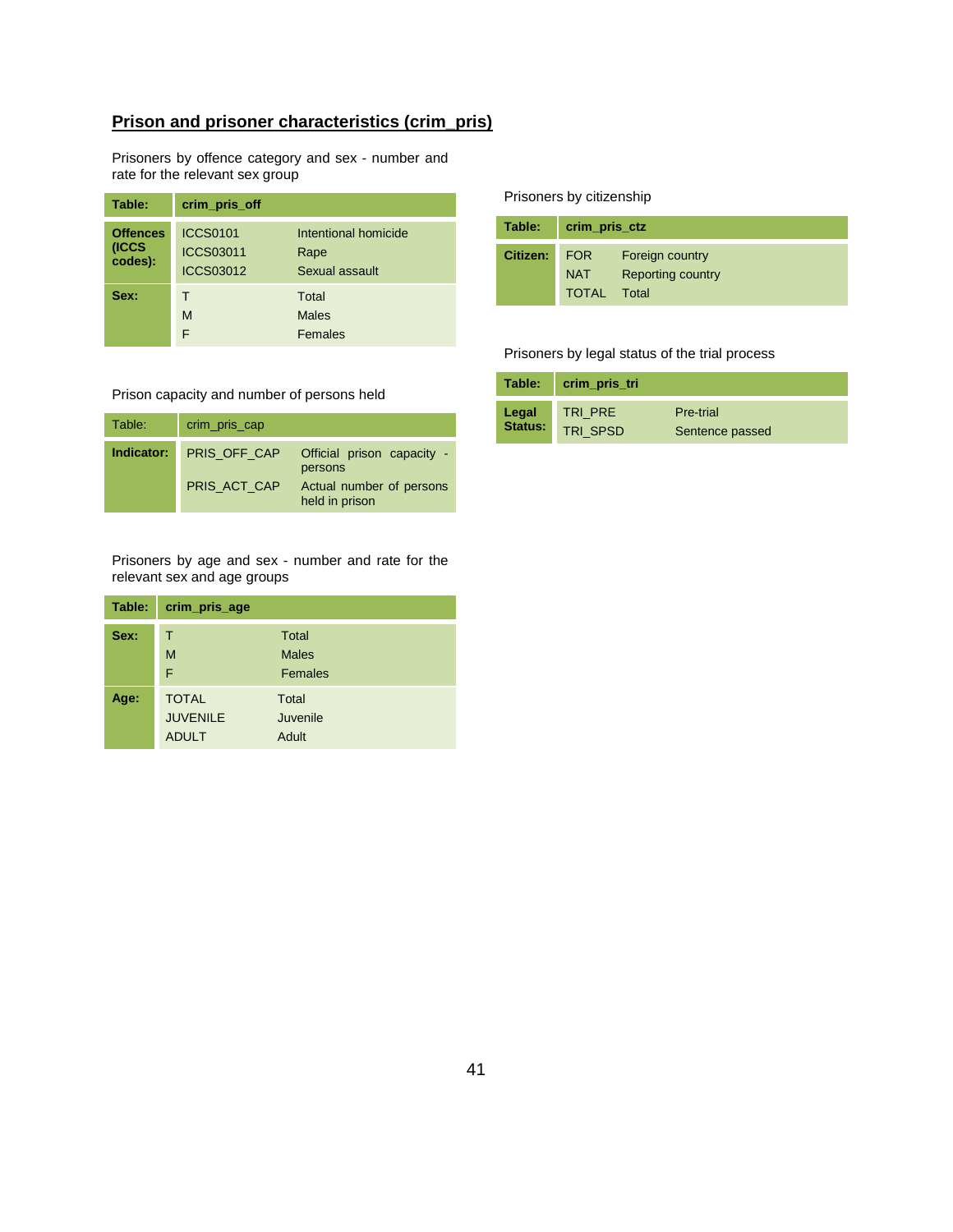## Prison and prisoner characteristics (crim_pris)

Prisoners by offence category and sex - number and rate for the relevant sex group

| Table: | crim_pris_off | |
|---|---|---|
| Offences (ICCS codes): | ICCS0101 | Intentional homicide |
| | ICCS03011 | Rape |
| | ICCS03012 | Sexual assault |
| Sex: | T | Total |
| | M | Males |
| | F | Females |

Prison capacity and number of persons held

| Table: | crim_pris_cap | |
|---|---|---|
| Indicator: | PRIS_OFF_CAP | Official prison capacity - persons |
| | PRIS_ACT_CAP | Actual number of persons held in prison |

Prisoners by age and sex - number and rate for the relevant sex and age groups

| Table: | crim_pris_age | |
|---|---|---|
| Sex: | T | Total |
| | M | Males |
| | F | Females |
| Age: | TOTAL | Total |
| | JUVENILE | Juvenile |
| | ADULT | Adult |

Prisoners by citizenship

| Table: | crim_pris_ctz | |
|---|---|---|
| Citizen: | FOR | Foreign country |
| | NAT | Reporting country |
| | TOTAL | Total |

Prisoners by legal status of the trial process

| Table: | crim_pris_tri | |
|---|---|---|
| Legal Status: | TRI_PRE | Pre-trial |
| | TRI_SPSD | Sentence passed |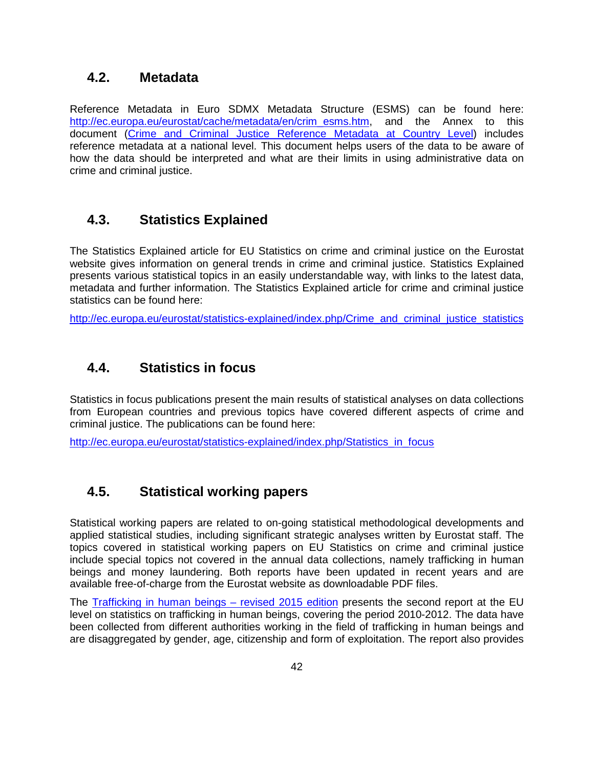## 4.2. Metadata

Reference Metadata in Euro SDMX Metadata Structure (ESMS) can be found here: [http://ec.europa.eu/eurostat/cache/metadata/en/crim_esms.htm](http://ec.europa.eu/eurostat/cache/metadata/en/crim_esms.htm), and the Annex to this document (Crime and Criminal Justice Reference Metadata at Country Level) includes reference metadata at a national level. This document helps users of the data to be aware of how the data should be interpreted and what are their limits in using administrative data on crime and criminal justice.

## 4.3. Statistics Explained

The Statistics Explained article for EU Statistics on crime and criminal justice on the Eurostat website gives information on general trends in crime and criminal justice. Statistics Explained presents various statistical topics in an easily understandable way, with links to the latest data, metadata and further information. The Statistics Explained article for crime and criminal justice statistics can be found here:

[http://ec.europa.eu/eurostat/statistics-explained/index.php/Crime_and_criminal_justice_statistics](http://ec.europa.eu/eurostat/statistics-explained/index.php/Crime_and_criminal_justice_statistics)

## 4.4. Statistics in focus

Statistics in focus publications present the main results of statistical analyses on data collections from European countries and previous topics have covered different aspects of crime and criminal justice. The publications can be found here:

[http://ec.europa.eu/eurostat/statistics-explained/index.php/Statistics_in_focus](http://ec.europa.eu/eurostat/statistics-explained/index.php/Statistics_in_focus)

## 4.5. Statistical working papers

Statistical working papers are related to on-going statistical methodological developments and applied statistical studies, including significant strategic analyses written by Eurostat staff. The topics covered in statistical working papers on EU Statistics on crime and criminal justice include special topics not covered in the annual data collections, namely trafficking in human beings and money laundering. Both reports have been updated in recent years and are available free-of-charge from the Eurostat website as downloadable PDF files.

The Trafficking in human beings – revised 2015 edition presents the second report at the EU level on statistics on trafficking in human beings, covering the period 2010-2012. The data have been collected from different authorities working in the field of trafficking in human beings and are disaggregated by gender, age, citizenship and form of exploitation. The report also provides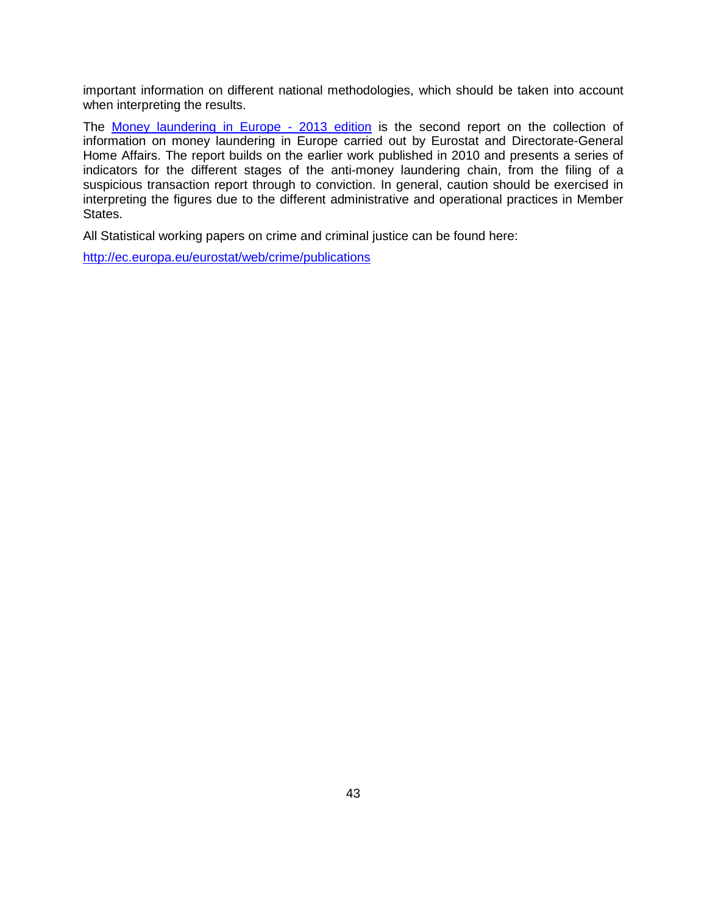important information on different national methodologies, which should be taken into account when interpreting the results.

The [Money laundering in Europe - 2013 edition] is the second report on the collection of information on money laundering in Europe carried out by Eurostat and Directorate-General Home Affairs. The report builds on the earlier work published in 2010 and presents a series of indicators for the different stages of the anti-money laundering chain, from the filing of a suspicious transaction report through to conviction. In general, caution should be exercised in interpreting the figures due to the different administrative and operational practices in Member States.

All Statistical working papers on crime and criminal justice can be found here:

http://ec.europa.eu/eurostat/web/crime/publications